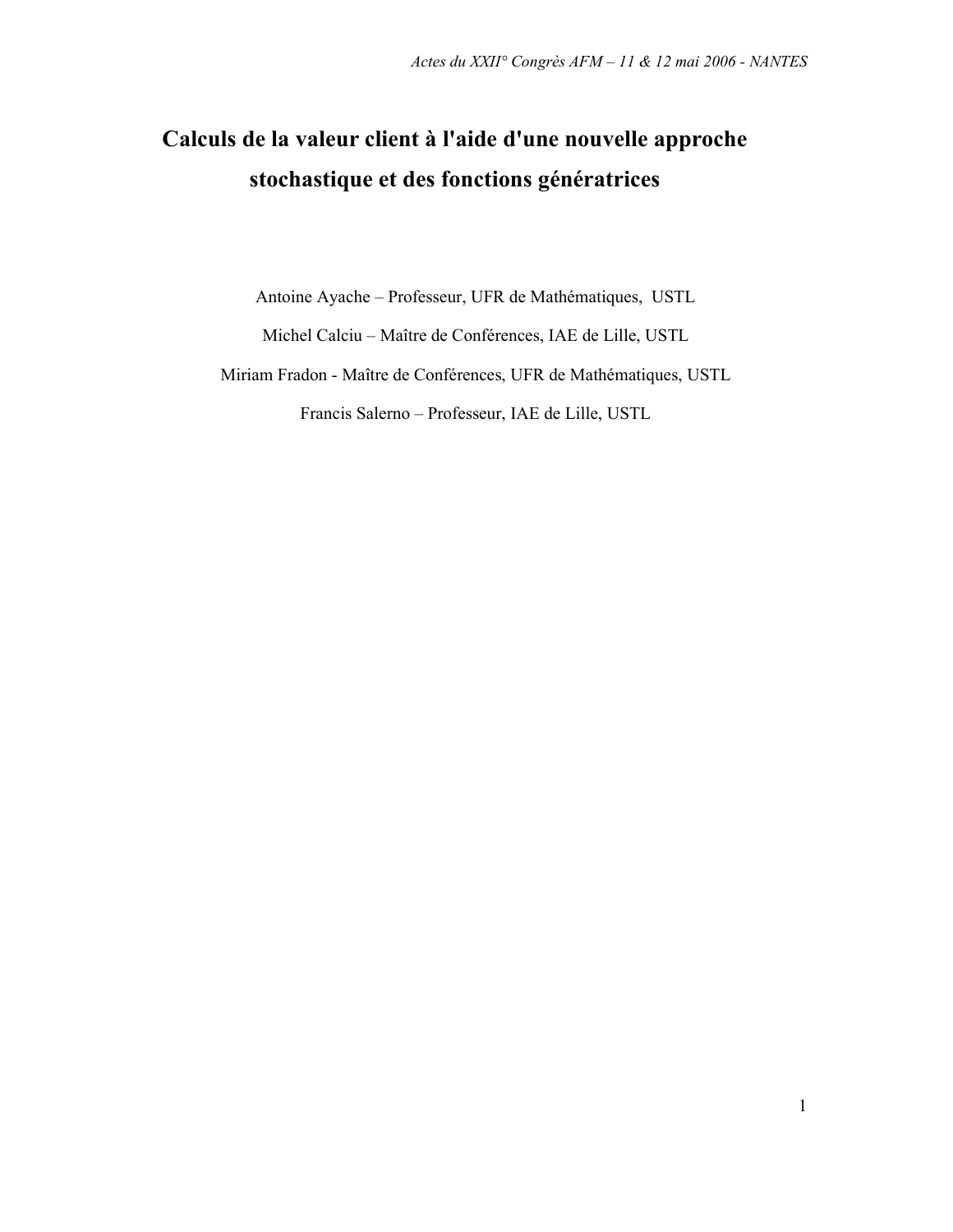# Calculs de la valeur client à l'aide d'une nouvelle approche stochastique et des fonctions génératrices

Antoine Ayache – Professeur, UFR de Mathématiques, USTL

Michel Calciu – Maître de Conférences, IAE de Lille, USTL

Miriam Fradon - Maître de Conférences, UFR de Mathématiques, USTL

Francis Salerno – Professeur, IAE de Lille, USTL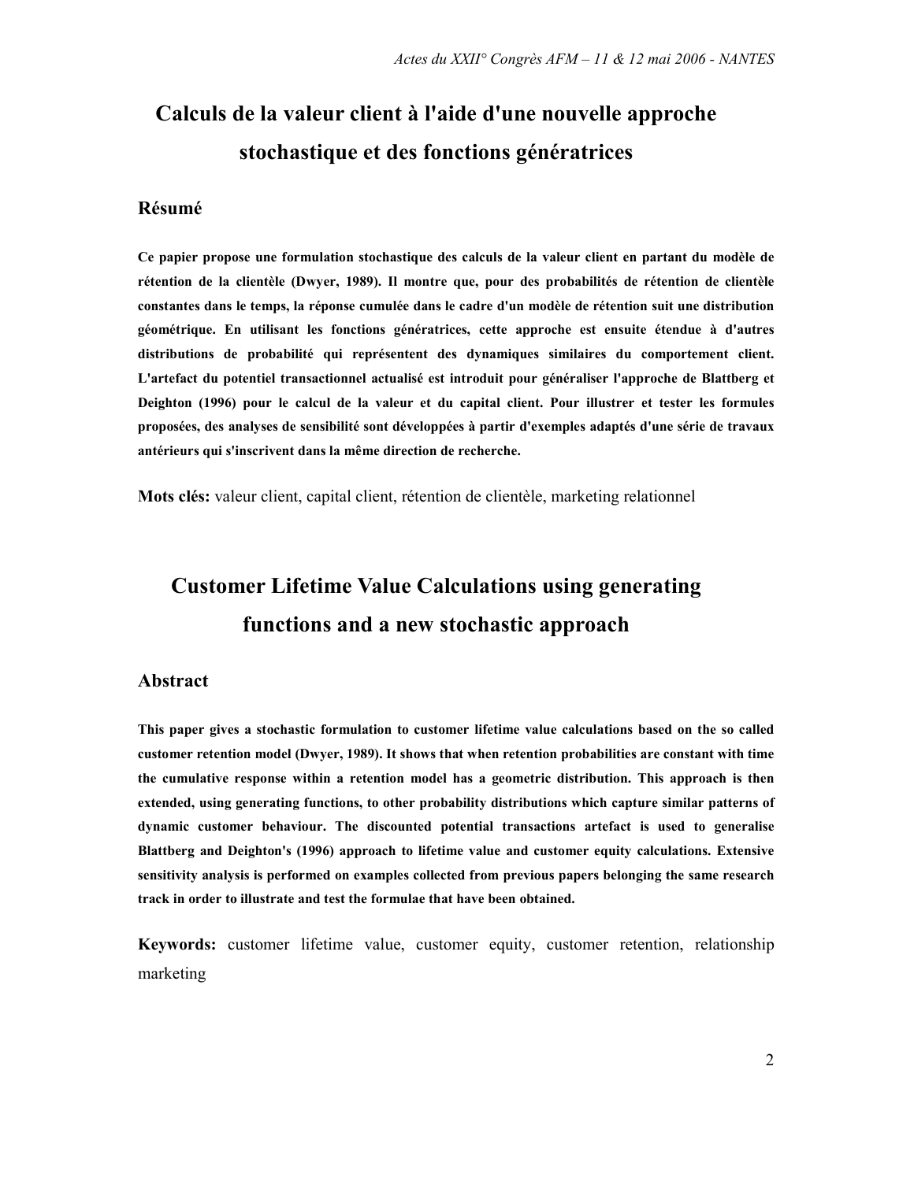# Calculs de la valeur client à l'aide d'une nouvelle approche stochastique et des fonctions génératrices

## Résumé

**Ce papier propose une formulation stochastique des calculs de la valeur client en partant du modèle de rétention de la clientèle (Dwyer, 1989). Il montre que, pour des probabilités de rétention de clientèle constantes dans le temps, la réponse cumulée dans le cadre d'un modèle de rétention suit une distribution géométrique. En utilisant les fonctions génératrices, cette approche est ensuite étendue à d'autres distributions de probabilité qui représentent des dynamiques similaires du comportement client. L'artefact du potentiel transactionnel actualisé est introduit pour généraliser l'approche de Blattberg et Deighton (1996) pour le calcul de la valeur et du capital client. Pour illustrer et tester les formules proposées, des analyses de sensibilité sont développées à partir d'exemples adaptés d'une série de travaux antérieurs qui s'inscrivent dans la même direction de recherche.**

**Mots clés:** valeur client, capital client, rétention de clientèle, marketing relationnel

# Customer Lifetime Value Calculations using generating functions and a new stochastic approach

## Abstract

**This paper gives a stochastic formulation to customer lifetime value calculations based on the so called customer retention model (Dwyer, 1989). It shows that when retention probabilities are constant with time the cumulative response within a retention model has a geometric distribution. This approach is then extended, using generating functions, to other probability distributions which capture similar patterns of dynamic customer behaviour. The discounted potential transactions artefact is used to generalise Blattberg and Deighton's (1996) approach to lifetime value and customer equity calculations. Extensive sensitivity analysis is performed on examples collected from previous papers belonging the same research track in order to illustrate and test the formulae that have been obtained.**

**Keywords:** customer lifetime value, customer equity, customer retention, relationship marketing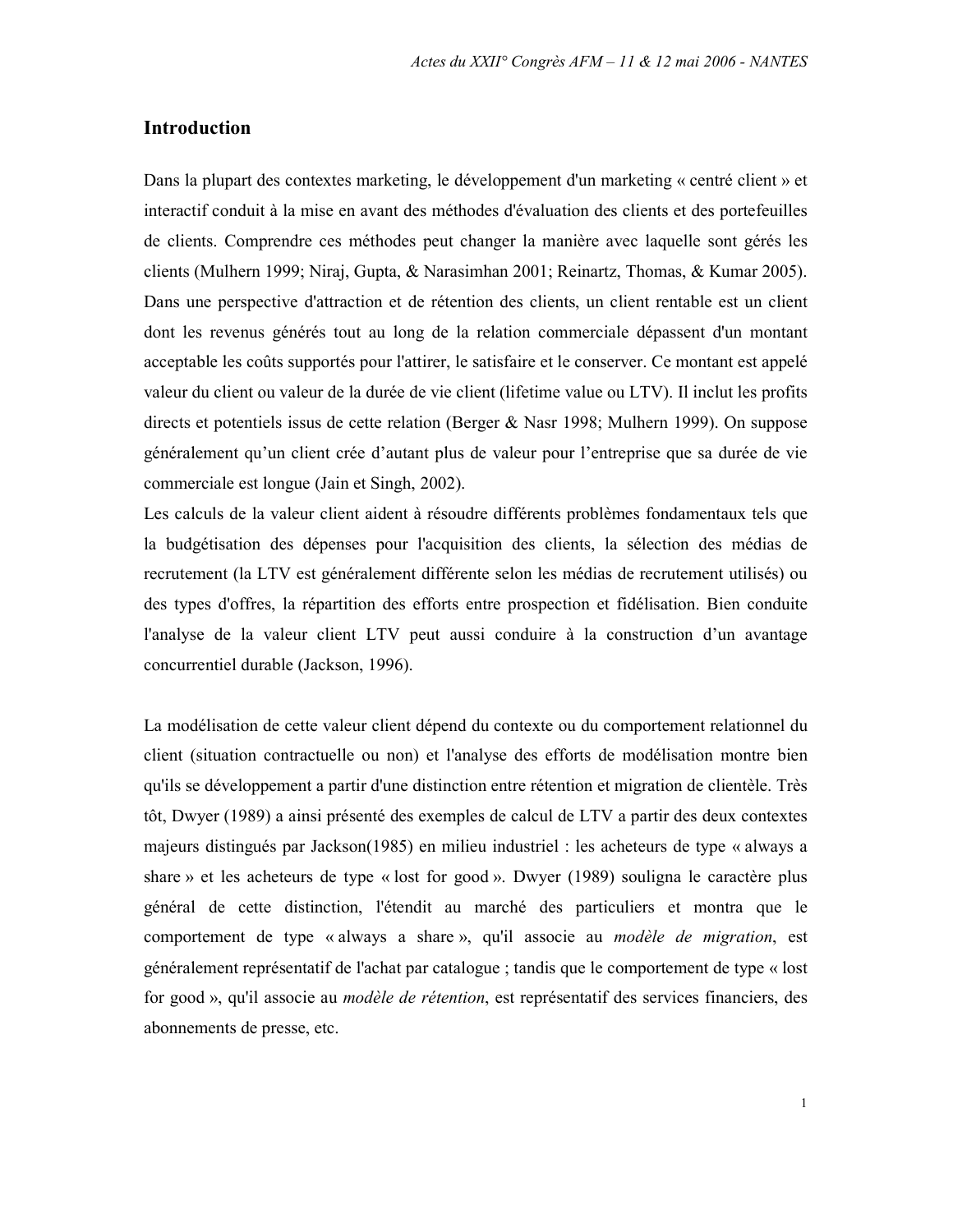## Introduction

Dans la plupart des contextes marketing, le développement d'un marketing « centré client » et interactif conduit à la mise en avant des méthodes d'évaluation des clients et des portefeuilles de clients. Comprendre ces méthodes peut changer la manière avec laquelle sont gérés les clients (Mulhern 1999; Niraj, Gupta, & Narasimhan 2001; Reinartz, Thomas, & Kumar 2005). Dans une perspective d'attraction et de rétention des clients, un client rentable est un client dont les revenus générés tout au long de la relation commerciale dépassent d'un montant acceptable les coûts supportés pour l'attirer, le satisfaire et le conserver. Ce montant est appelé valeur du client ou valeur de la durée de vie client (lifetime value ou LTV). Il inclut les profits directs et potentiels issus de cette relation (Berger & Nasr 1998; Mulhern 1999). On suppose généralement qu'un client crée d'autant plus de valeur pour l'entreprise que sa durée de vie commerciale est longue (Jain et Singh, 2002).

Les calculs de la valeur client aident à résoudre différents problèmes fondamentaux tels que la budgétisation des dépenses pour l'acquisition des clients, la sélection des médias de recrutement (la LTV est généralement différente selon les médias de recrutement utilisés) ou des types d'offres, la répartition des efforts entre prospection et fidélisation. Bien conduite l'analyse de la valeur client LTV peut aussi conduire à la construction d'un avantage concurrentiel durable (Jackson, 1996).

La modélisation de cette valeur client dépend du contexte ou du comportement relationnel du client (situation contractuelle ou non) et l'analyse des efforts de modélisation montre bien qu'ils se développement a partir d'une distinction entre rétention et migration de clientèle. Très tôt, Dwyer (1989) a ainsi présenté des exemples de calcul de LTV a partir des deux contextes majeurs distingués par Jackson(1985) en milieu industriel : les acheteurs de type « always a share » et les acheteurs de type « lost for good ». Dwyer (1989) souligna le caractère plus général de cette distinction, l'étendit au marché des particuliers et montra que le comportement de type « always a share », qu'il associe au *modèle de migration*, est généralement représentatif de l'achat par catalogue ; tandis que le comportement de type « lost for good », qu'il associe au *modèle de rétention*, est représentatif des services financiers, des abonnements de presse, etc.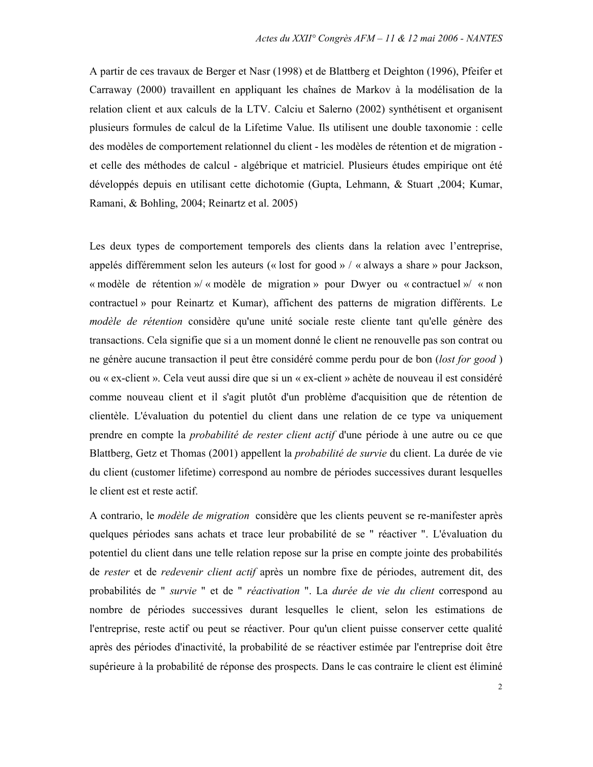A partir de ces travaux de Berger et Nasr (1998) et de Blattberg et Deighton (1996), Pfeifer et Carraway (2000) travaillent en appliquant les chaînes de Markov à la modélisation de la relation client et aux calculs de la LTV. Calciu et Salerno (2002) synthétisent et organisent plusieurs formules de calcul de la Lifetime Value. Ils utilisent une double taxonomie : celle des modèles de comportement relationnel du client - les modèles de rétention et de migration - et celle des méthodes de calcul - algébrique et matriciel. Plusieurs études empirique ont été développés depuis en utilisant cette dichotomie (Gupta, Lehmann, & Stuart ,2004; Kumar, Ramani, & Bohling, 2004; Reinartz et al. 2005)

Les deux types de comportement temporels des clients dans la relation avec l'entreprise, appelés différemment selon les auteurs (« lost for good » / « always a share » pour Jackson, « modèle de rétention »/ « modèle de migration » pour Dwyer ou « contractuel »/ « non contractuel » pour Reinartz et Kumar), affichent des patterns de migration différents. Le *modèle de rétention* considère qu'une unité sociale reste cliente tant qu'elle génère des transactions. Cela signifie que si a un moment donné le client ne renouvelle pas son contrat ou ne génère aucune transaction il peut être considéré comme perdu pour de bon (*lost for good* ) ou « ex-client ». Cela veut aussi dire que si un « ex-client » achète de nouveau il est considéré comme nouveau client et il s'agit plutôt d'un problème d'acquisition que de rétention de clientèle. L'évaluation du potentiel du client dans une relation de ce type va uniquement prendre en compte la *probabilité de rester client actif* d'une période à une autre ou ce que Blattberg, Getz et Thomas (2001) appellent la *probabilité de survie* du client. La durée de vie du client (customer lifetime) correspond au nombre de périodes successives durant lesquelles le client est et reste actif.

A contrario, le *modèle de migration* considère que les clients peuvent se re-manifester après quelques périodes sans achats et trace leur probabilité de se " réactiver ". L'évaluation du potentiel du client dans une telle relation repose sur la prise en compte jointe des probabilités de *rester* et de *redevenir client actif* après un nombre fixe de périodes, autrement dit, des probabilités de " *survie* " et de " *réactivation* ". La *durée de vie du client* correspond au nombre de périodes successives durant lesquelles le client, selon les estimations de l'entreprise, reste actif ou peut se réactiver. Pour qu'un client puisse conserver cette qualité après des périodes d'inactivité, la probabilité de se réactiver estimée par l'entreprise doit être supérieure à la probabilité de réponse des prospects. Dans le cas contraire le client est éliminé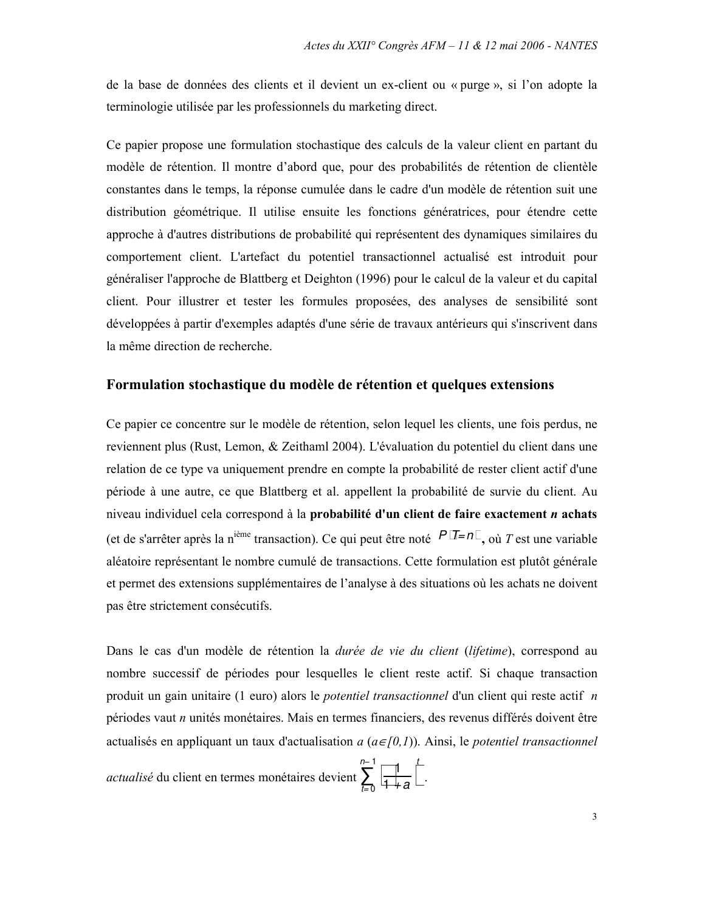de la base de données des clients et il devient un ex-client ou « purge », si l'on adopte la terminologie utilisée par les professionnels du marketing direct.

Ce papier propose une formulation stochastique des calculs de la valeur client en partant du modèle de rétention. Il montre d'abord que, pour des probabilités de rétention de clientèle constantes dans le temps, la réponse cumulée dans le cadre d'un modèle de rétention suit une distribution géométrique. Il utilise ensuite les fonctions génératrices, pour étendre cette approche à d'autres distributions de probabilité qui représentent des dynamiques similaires du comportement client. L'artefact du potentiel transactionnel actualisé est introduit pour généraliser l'approche de Blattberg et Deighton (1996) pour le calcul de la valeur et du capital client. Pour illustrer et tester les formules proposées, des analyses de sensibilité sont développées à partir d'exemples adaptés d'une série de travaux antérieurs qui s'inscrivent dans la même direction de recherche.

## Formulation stochastique du modèle de rétention et quelques extensions

Ce papier ce concentre sur le modèle de rétention, selon lequel les clients, une fois perdus, ne reviennent plus (Rust, Lemon, & Zeithaml 2004). L'évaluation du potentiel du client dans une relation de ce type va uniquement prendre en compte la probabilité de rester client actif d'une période à une autre, ce que Blattberg et al. appellent la probabilité de survie du client. Au niveau individuel cela correspond à la **probabilité d'un client de faire exactement *n* achats** (et de s'arrêter après la n[ième] transaction). Ce qui peut être noté $P(T=n)$, où *T* est une variable aléatoire représentant le nombre cumulé de transactions. Cette formulation est plutôt générale et permet des extensions supplémentaires de l'analyse à des situations où les achats ne doivent pas être strictement consécutifs.

Dans le cas d'un modèle de rétention la *durée de vie du client* (*lifetime*), correspond au nombre successif de périodes pour lesquelles le client reste actif. Si chaque transaction produit un gain unitaire (1 euro) alors le *potentiel transactionnel* d'un client qui reste actif *n* périodes vaut *n* unités monétaires. Mais en termes financiers, des revenus différés doivent être actualisés en appliquant un taux d'actualisation *a* ($a \in [0,1)$). Ainsi, le *potentiel transactionnel actualisé* du client en termes monétaires devient $\sum_{t=0}^{n-1} \left( \frac{1}{1+a} \right)^t$.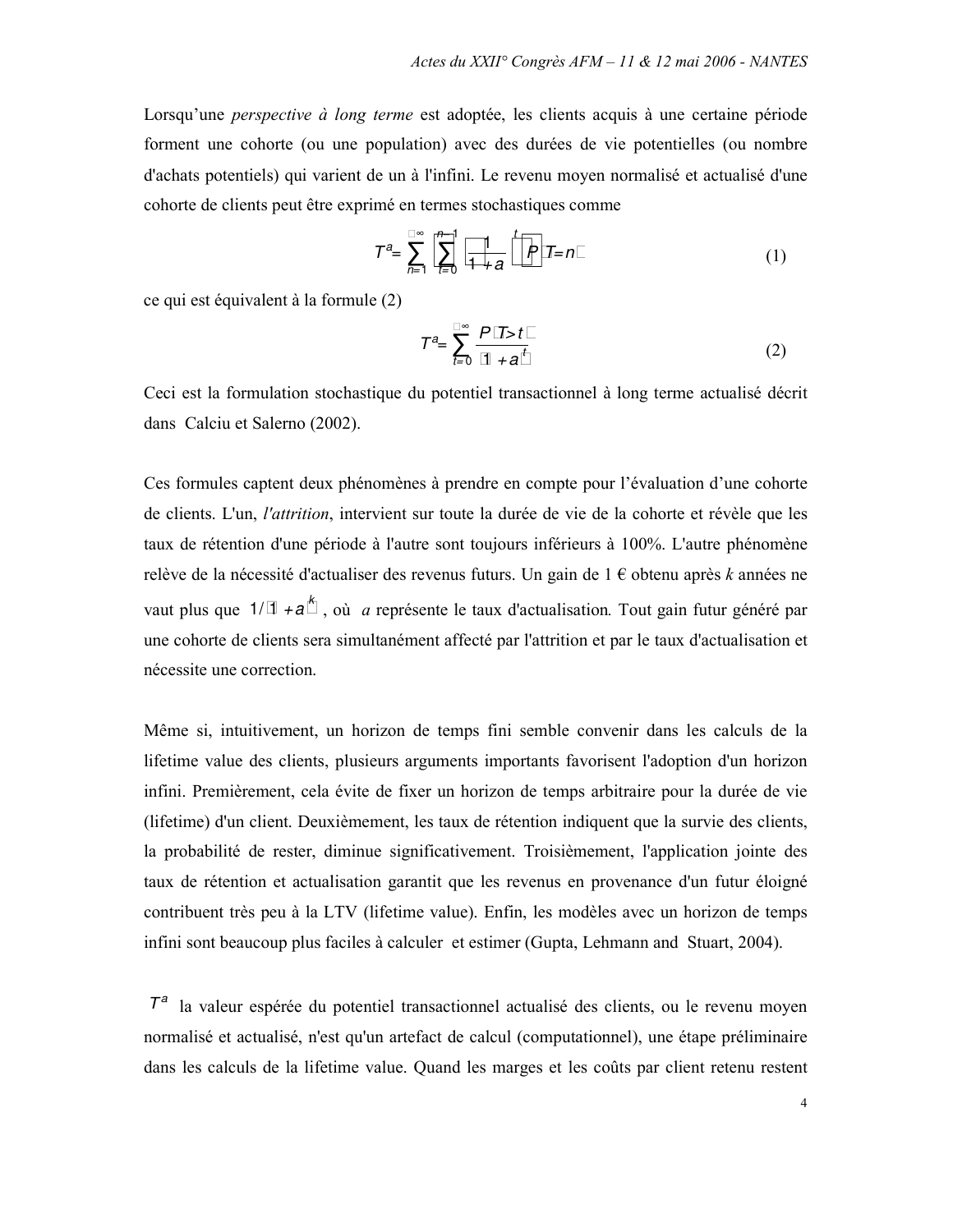Lorsqu'une *perspective à long terme* est adoptée, les clients acquis à une certaine période forment une cohorte (ou une population) avec des durées de vie potentielles (ou nombre d'achats potentiels) qui varient de un à l'infini. Le revenu moyen normalisé et actualisé d'une cohorte de clients peut être exprimé en termes stochastiques comme

$$T^a = \sum_{n=1}^{\infty} \left[ \sum_{t=0}^{n-1} \left( \frac{1}{1+a} \right)^t \right] P(T=n) \tag{1}$$

ce qui est équivalent à la formule (2)

$$T^a = \sum_{t=0}^{\infty} \frac{P(T>t)}{(1+a)^t} \tag{2}$$

Ceci est la formulation stochastique du potentiel transactionnel à long terme actualisé décrit dans Calciu et Salerno (2002).

Ces formules captent deux phénomènes à prendre en compte pour l'évaluation d'une cohorte de clients. L'un, *l'attrition*, intervient sur toute la durée de vie de la cohorte et révèle que les taux de rétention d'une période à l'autre sont toujours inférieurs à 100%. L'autre phénomène relève de la nécessité d'actualiser des revenus futurs. Un gain de 1 € obtenu après *k* années ne vaut plus que $1/(1+a)^k$, où *a* représente le taux d'actualisation. Tout gain futur généré par une cohorte de clients sera simultanément affecté par l'attrition et par le taux d'actualisation et nécessite une correction.

Même si, intuitivement, un horizon de temps fini semble convenir dans les calculs de la lifetime value des clients, plusieurs arguments importants favorisent l'adoption d'un horizon infini. Premièrement, cela évite de fixer un horizon de temps arbitraire pour la durée de vie (lifetime) d'un client. Deuxièmement, les taux de rétention indiquent que la survie des clients, la probabilité de rester, diminue significativement. Troisièmement, l'application jointe des taux de rétention et actualisation garantit que les revenus en provenance d'un futur éloigné contribuent très peu à la LTV (lifetime value). Enfin, les modèles avec un horizon de temps infini sont beaucoup plus faciles à calculer et estimer (Gupta, Lehmann and Stuart, 2004).

$T^a$ la valeur espérée du potentiel transactionnel actualisé des clients, ou le revenu moyen normalisé et actualisé, n'est qu'un artefact de calcul (computationnel), une étape préliminaire dans les calculs de la lifetime value. Quand les marges et les coûts par client retenu restent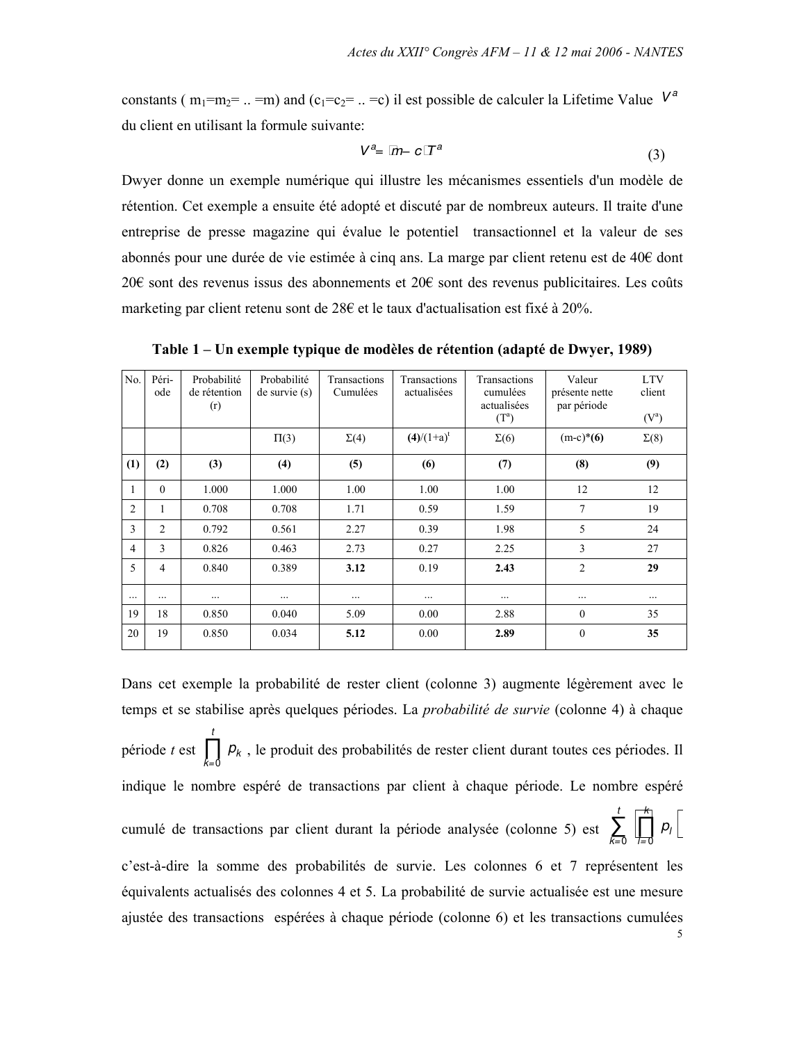constants ( $m_1$=$m_2$= .. =m) and ($c_1$=$c_2$= .. =c) il est possible de calculer la Lifetime Value $V^a$ du client en utilisant la formule suivante:

$$V^a = (m - c) T^a \tag{3}$$

Dwyer donne un exemple numérique qui illustre les mécanismes essentiels d'un modèle de rétention. Cet exemple a ensuite été adopté et discuté par de nombreux auteurs. Il traite d'une entreprise de presse magazine qui évalue le potentiel transactionnel et la valeur de ses abonnés pour une durée de vie estimée à cinq ans. La marge par client retenu est de 40€ dont 20€ sont des revenus issus des abonnements et 20€ sont des revenus publicitaires. Les coûts marketing par client retenu sont de 28€ et le taux d'actualisation est fixé à 20%.

**Table 1 – Un exemple typique de modèles de rétention (adapté de Dwyer, 1989)**

| No. | Péri-ode | Probabilité de rétention (r) | Probabilité de survie (s) | Transactions Cumulées | Transactions actualisées | Transactions cumulées actualisées ($T^a$) | Valeur présente nette par période | LTV client ($V^a$) |
|---|---|---|---|---|---|---|---|---|
| | | | Π(3) | Σ(4) | **(4)**/$(1+a)^t$ | Σ(6) | (m-c)\***(6)** | Σ(8) |
| **(1)** | **(2)** | **(3)** | **(4)** | **(5)** | **(6)** | **(7)** | **(8)** | **(9)** |
| 1 | 0 | 1.000 | 1.000 | 1.00 | 1.00 | 1.00 | 12 | 12 |
| 2 | 1 | 0.708 | 0.708 | 1.71 | 0.59 | 1.59 | 7 | 19 |
| 3 | 2 | 0.792 | 0.561 | 2.27 | 0.39 | 1.98 | 5 | 24 |
| 4 | 3 | 0.826 | 0.463 | 2.73 | 0.27 | 2.25 | 3 | 27 |
| 5 | 4 | 0.840 | 0.389 | **3.12** | 0.19 | **2.43** | 2 | **29** |
| ... | ... | ... | ... | ... | ... | ... | ... | ... |
| 19 | 18 | 0.850 | 0.040 | 5.09 | 0.00 | 2.88 | 0 | 35 |
| 20 | 19 | 0.850 | 0.034 | **5.12** | 0.00 | **2.89** | 0 | **35** |

Dans cet exemple la probabilité de rester client (colonne 3) augmente légèrement avec le temps et se stabilise après quelques périodes. La *probabilité de survie* (colonne 4) à chaque période *t* est $\prod_{k=0}^{t} p_k$ , le produit des probabilités de rester client durant toutes ces périodes. Il indique le nombre espéré de transactions par client à chaque période. Le nombre espéré cumulé de transactions par client durant la période analysée (colonne 5) est $\sum_{k=0}^{t} \left[ \prod_{l=0}^{k} p_l \right]$ c'est-à-dire la somme des probabilités de survie. Les colonnes 6 et 7 représentent les équivalents actualisés des colonnes 4 et 5. La probabilité de survie actualisée est une mesure ajustée des transactions espérées à chaque période (colonne 6) et les transactions cumulées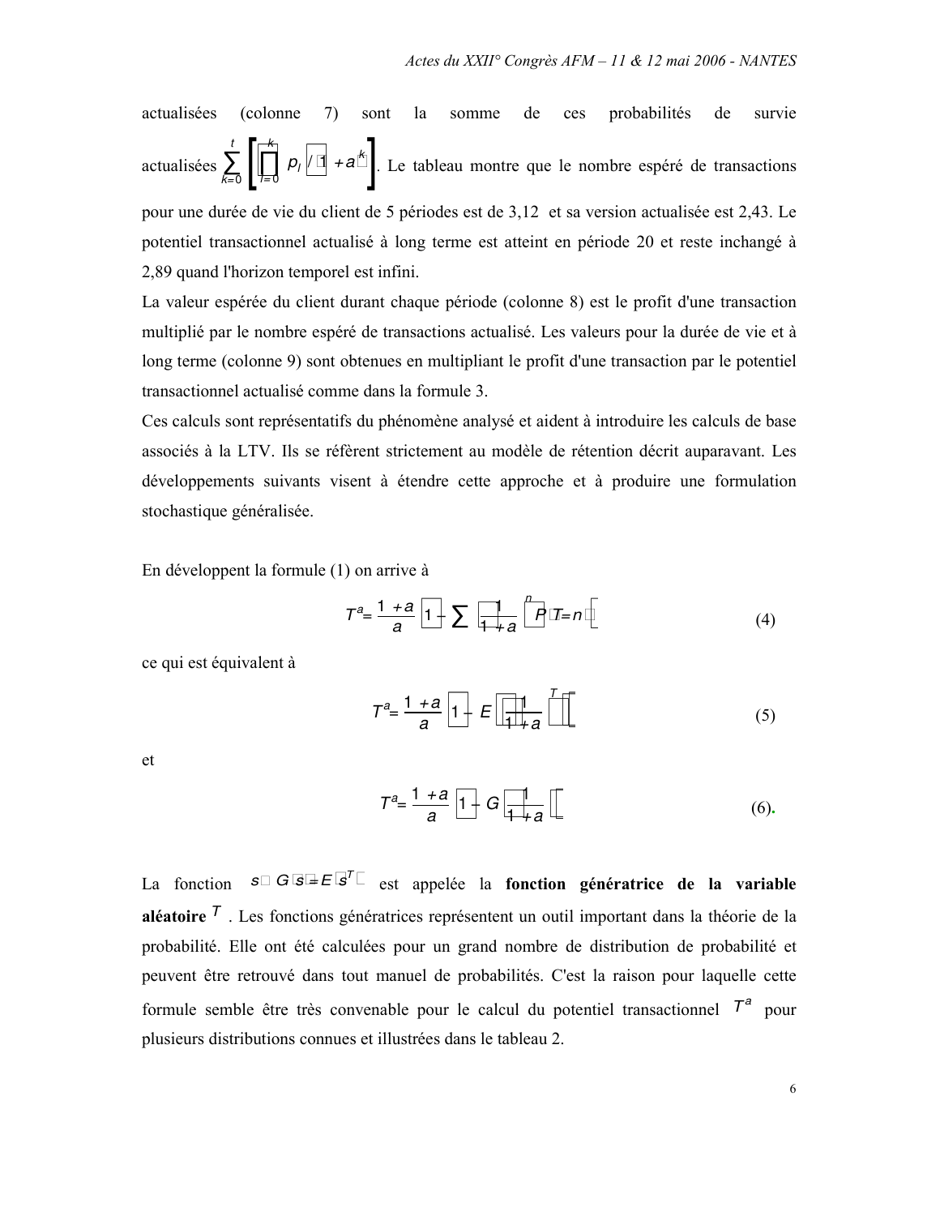actualisées (colonne 7) sont la somme de ces probabilités de survie actualisées $\sum_{k=0}^{t}\left[\prod_{l=0}^{k} p_l / (1+a)^k\right]$. Le tableau montre que le nombre espéré de transactions pour une durée de vie du client de 5 périodes est de 3,12 et sa version actualisée est 2,43. Le potentiel transactionnel actualisé à long terme est atteint en période 20 et reste inchangé à 2,89 quand l'horizon temporel est infini.

La valeur espérée du client durant chaque période (colonne 8) est le profit d'une transaction multiplié par le nombre espéré de transactions actualisé. Les valeurs pour la durée de vie et à long terme (colonne 9) sont obtenues en multipliant le profit d'une transaction par le potentiel transactionnel actualisé comme dans la formule 3.

Ces calculs sont représentatifs du phénomène analysé et aident à introduire les calculs de base associés à la LTV. Ils se réfèrent strictement au modèle de rétention décrit auparavant. Les développements suivants visent à étendre cette approche et à produire une formulation stochastique généralisée.

En développent la formule (1) on arrive à

$$T^a = \frac{1+a}{a}\left[1 - \sum \left(\frac{1}{1+a}\right)^n P(T=n)\right] \tag{4}$$

ce qui est équivalent à

$$T^a = \frac{1+a}{a}\left[1 - E\left[\left(\frac{1}{1+a}\right)^T\right]\right] \tag{5}$$

et

$$T^a = \frac{1+a}{a}\left[1 - G\left(\frac{1}{1+a}\right)\right] \tag{6}$$

La fonction $s \to G(s) = E(s^T)$ est appelée la **fonction génératrice de la variable aléatoire** $T$ . Les fonctions génératrices représentent un outil important dans la théorie de la probabilité. Elle ont été calculées pour un grand nombre de distribution de probabilité et peuvent être retrouvé dans tout manuel de probabilités. C'est la raison pour laquelle cette formule semble être très convenable pour le calcul du potentiel transactionnel $T^a$ pour plusieurs distributions connues et illustrées dans le tableau 2.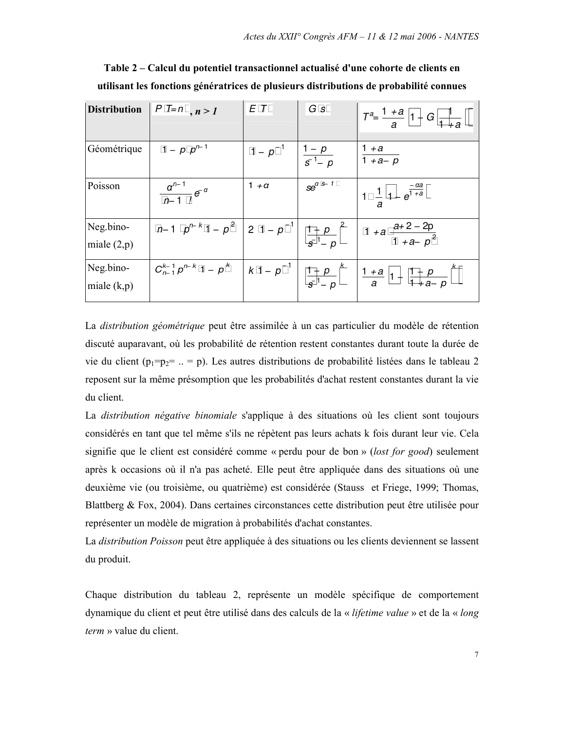**Table 2 – Calcul du potentiel transactionnel actualisé d'une cohorte de clients en utilisant les fonctions génératrices de plusieurs distributions de probabilité connues**

| Distribution | $P(T=n)$, *n > 1* | $E(T)$ | $G(s)$ | $T^a = \frac{1+a}{a}\left[1 - G\left(\frac{1}{1+a}\right)\right]$ |
|---|---|---|---|---|
| Géométrique | $(1-p)p^{n-1}$ | $(1-p)^{-1}$ | $\frac{1-p}{s^{-1}-p}$ | $\frac{1+a}{1+a-p}$ |
| Poisson | $\frac{\alpha^{n-1}}{(n-1)!}e^{-\alpha}$ | $1+\alpha$ | $se^{\alpha(s-1)}$ | $1\left(\frac{1}{a}\left[1-e^{\frac{-\alpha a}{1+a}}\right]\right)$ |
| Neg.binomiale (2,p) | $(n-1)p^{n-k}(1-p)^2$ | $2(1-p)^{-1}$ | $\left[\frac{1-p}{s^{-1}-p}\right]^2$ | $(1+a)\frac{a+2-2p}{(1+a-p)^2}$ |
| Neg.binomiale (k,p) | $C_{n-1}^{k-1}p^{n-k}(1-p)^k$ | $k(1-p)^{-1}$ | $\left[\frac{1-p}{s^{-1}-p}\right]^k$ | $\frac{1+a}{a}\left[1-\left[\frac{1-p}{1+a-p}\right]^k\right]$ |

La *distribution géométrique* peut être assimilée à un cas particulier du modèle de rétention discuté auparavant, où les probabilité de rétention restent constantes durant toute la durée de vie du client ($p_1=p_2= .. = p$). Les autres distributions de probabilité listées dans le tableau 2 reposent sur la même présomption que les probabilités d'achat restent constantes durant la vie du client.

La *distribution négative binomiale* s'applique à des situations où les client sont toujours considérés en tant que tel même s'ils ne répètent pas leurs achats k fois durant leur vie. Cela signifie que le client est considéré comme « perdu pour de bon » (*lost for good*) seulement après k occasions où il n'a pas acheté. Elle peut être appliquée dans des situations où une deuxième vie (ou troisième, ou quatrième) est considérée (Stauss et Friege, 1999; Thomas, Blattberg & Fox, 2004). Dans certaines circonstances cette distribution peut être utilisée pour représenter un modèle de migration à probabilités d'achat constantes.

La *distribution Poisson* peut être appliquée à des situations ou les clients deviennent se lassent du produit.

Chaque distribution du tableau 2, représente un modèle spécifique de comportement dynamique du client et peut être utilisé dans des calculs de la « *lifetime value* » et de la « *long term* » value du client.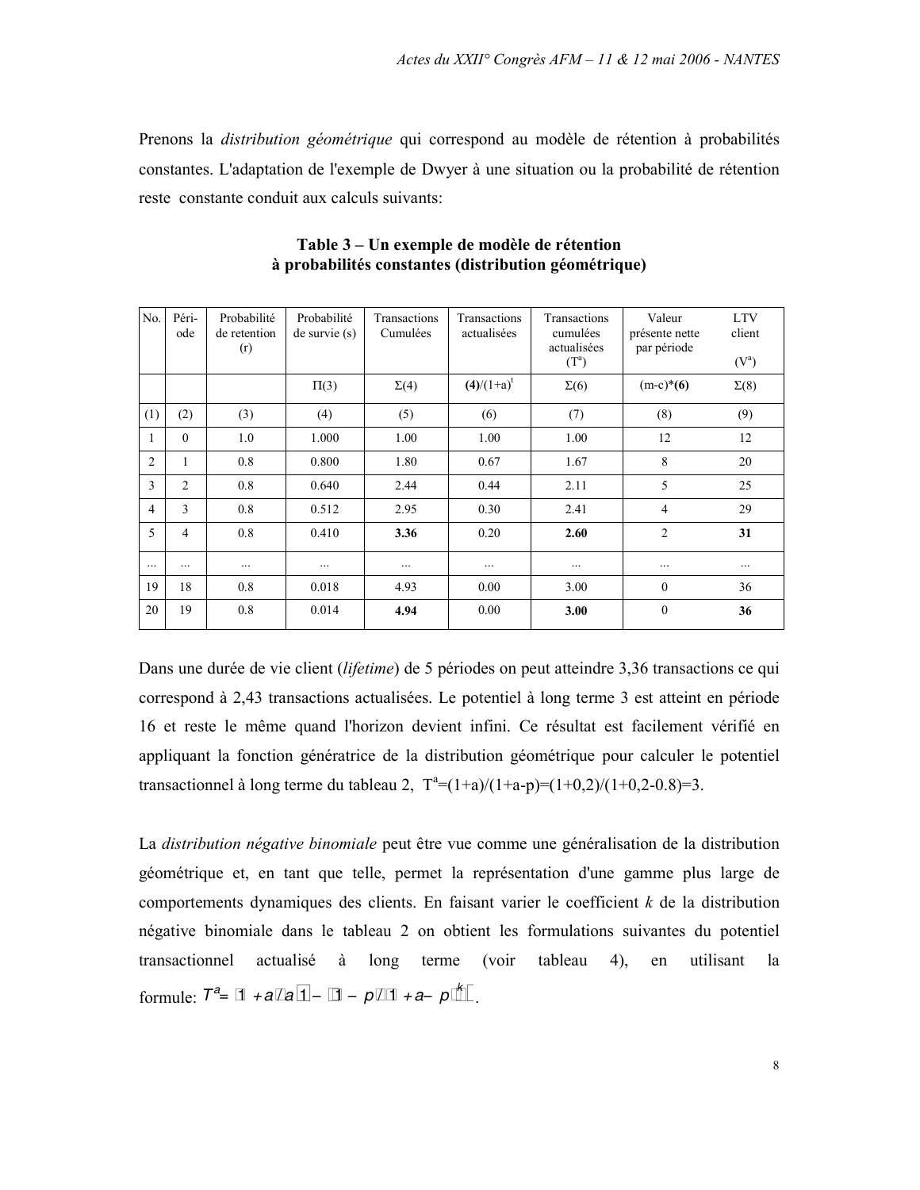Prenons la *distribution géométrique* qui correspond au modèle de rétention à probabilités constantes. L'adaptation de l'exemple de Dwyer à une situation ou la probabilité de rétention reste constante conduit aux calculs suivants:

**Table 3 – Un exemple de modèle de rétention à probabilités constantes (distribution géométrique)**

| No. | Période | Probabilité de retention (r) | Probabilité de survie (s) | Transactions Cumulées | Transactions actualisées | Transactions cumulées actualisées ($T^a$) | Valeur présente nette par période | LTV client ($V^a$) |
|---|---|---|---|---|---|---|---|---|
| | | | $\Pi(3)$ | $\Sigma(4)$ | **(4)**$/(1+a)^t$ | $\Sigma(6)$ | (m-c)\***(6)** | $\Sigma(8)$ |
| (1) | (2) | (3) | (4) | (5) | (6) | (7) | (8) | (9) |
| 1 | 0 | 1.0 | 1.000 | 1.00 | 1.00 | 1.00 | 12 | 12 |
| 2 | 1 | 0.8 | 0.800 | 1.80 | 0.67 | 1.67 | 8 | 20 |
| 3 | 2 | 0.8 | 0.640 | 2.44 | 0.44 | 2.11 | 5 | 25 |
| 4 | 3 | 0.8 | 0.512 | 2.95 | 0.30 | 2.41 | 4 | 29 |
| 5 | 4 | 0.8 | 0.410 | **3.36** | 0.20 | **2.60** | 2 | **31** |
| ... | ... | ... | ... | ... | ... | ... | ... | ... |
| 19 | 18 | 0.8 | 0.018 | 4.93 | 0.00 | 3.00 | 0 | 36 |
| 20 | 19 | 0.8 | 0.014 | **4.94** | 0.00 | **3.00** | 0 | **36** |

Dans une durée de vie client (*lifetime*) de 5 périodes on peut atteindre 3,36 transactions ce qui correspond à 2,43 transactions actualisées. Le potentiel à long terme 3 est atteint en période 16 et reste le même quand l'horizon devient infini. Ce résultat est facilement vérifié en appliquant la fonction génératrice de la distribution géométrique pour calculer le potentiel transactionnel à long terme du tableau 2, $T^a=(1+a)/(1+a-p)=(1+0,2)/(1+0,2-0.8)=3$.

La *distribution négative binomiale* peut être vue comme une généralisation de la distribution géométrique et, en tant que telle, permet la représentation d'une gamme plus large de comportements dynamiques des clients. En faisant varier le coefficient *k* de la distribution négative binomiale dans le tableau 2 on obtient les formulations suivantes du potentiel transactionnel actualisé à long terme (voir tableau 4), en utilisant la formule: $T^a = \frac{1+a}{a}\left[1-\left(\frac{1-p}{1+a-p}\right)^k\right]$.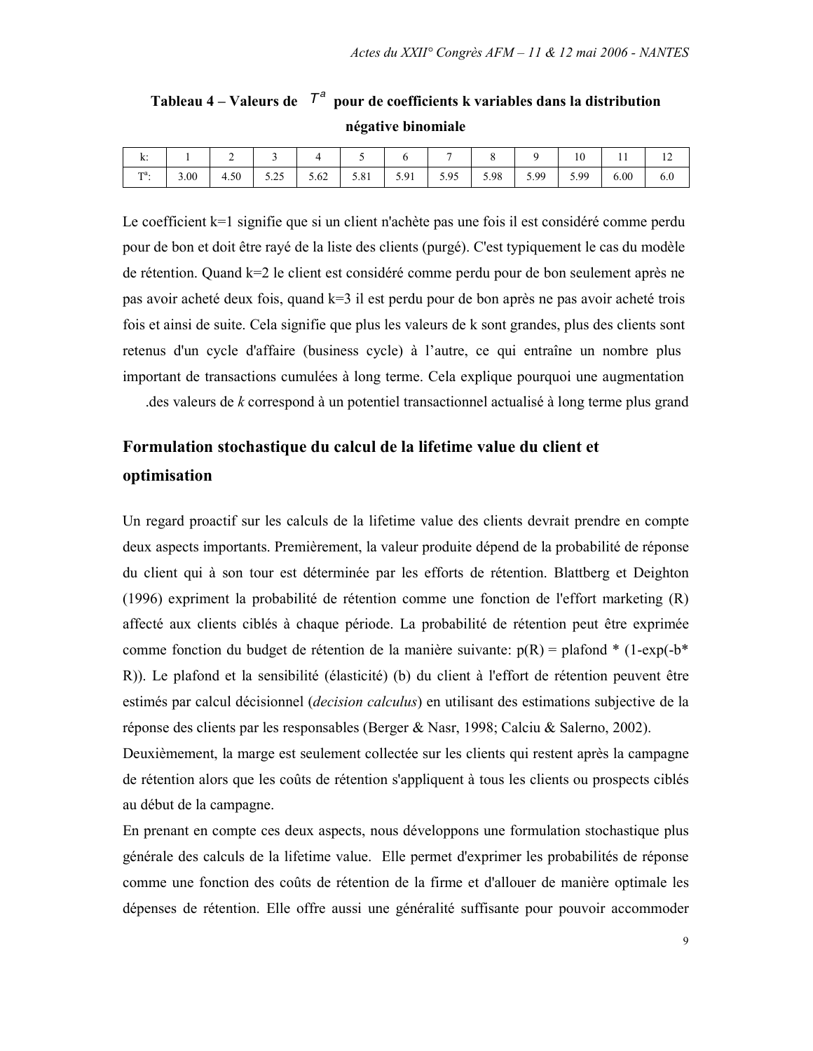**Tableau 4 – Valeurs de $T^a$ pour de coefficients k variables dans la distribution négative binomiale**

| k: | 1 | 2 | 3 | 4 | 5 | 6 | 7 | 8 | 9 | 10 | 11 | 12 |
|---|---|---|---|---|---|---|---|---|---|---|---|---|
| $T^a$: | 3.00 | 4.50 | 5.25 | 5.62 | 5.81 | 5.91 | 5.95 | 5.98 | 5.99 | 5.99 | 6.00 | 6.0 |

Le coefficient k=1 signifie que si un client n'achète pas une fois il est considéré comme perdu pour de bon et doit être rayé de la liste des clients (purgé). C'est typiquement le cas du modèle de rétention. Quand k=2 le client est considéré comme perdu pour de bon seulement après ne pas avoir acheté deux fois, quand k=3 il est perdu pour de bon après ne pas avoir acheté trois fois et ainsi de suite. Cela signifie que plus les valeurs de k sont grandes, plus des clients sont retenus d'un cycle d'affaire (business cycle) à l'autre, ce qui entraîne un nombre plus important de transactions cumulées à long terme. Cela explique pourquoi une augmentation .des valeurs de *k* correspond à un potentiel transactionnel actualisé à long terme plus grand

## Formulation stochastique du calcul de la lifetime value du client et optimisation

Un regard proactif sur les calculs de la lifetime value des clients devrait prendre en compte deux aspects importants. Premièrement, la valeur produite dépend de la probabilité de réponse du client qui à son tour est déterminée par les efforts de rétention. Blattberg et Deighton (1996) expriment la probabilité de rétention comme une fonction de l'effort marketing (R) affecté aux clients ciblés à chaque période. La probabilité de rétention peut être exprimée comme fonction du budget de rétention de la manière suivante: p(R) = plafond * (1-exp(-b* R)). Le plafond et la sensibilité (élasticité) (b) du client à l'effort de rétention peuvent être estimés par calcul décisionnel (*decision calculus*) en utilisant des estimations subjective de la réponse des clients par les responsables (Berger & Nasr, 1998; Calciu & Salerno, 2002).

Deuxièmement, la marge est seulement collectée sur les clients qui restent après la campagne de rétention alors que les coûts de rétention s'appliquent à tous les clients ou prospects ciblés au début de la campagne.

En prenant en compte ces deux aspects, nous développons une formulation stochastique plus générale des calculs de la lifetime value. Elle permet d'exprimer les probabilités de réponse comme une fonction des coûts de rétention de la firme et d'allouer de manière optimale les dépenses de rétention. Elle offre aussi une généralité suffisante pour pouvoir accommoder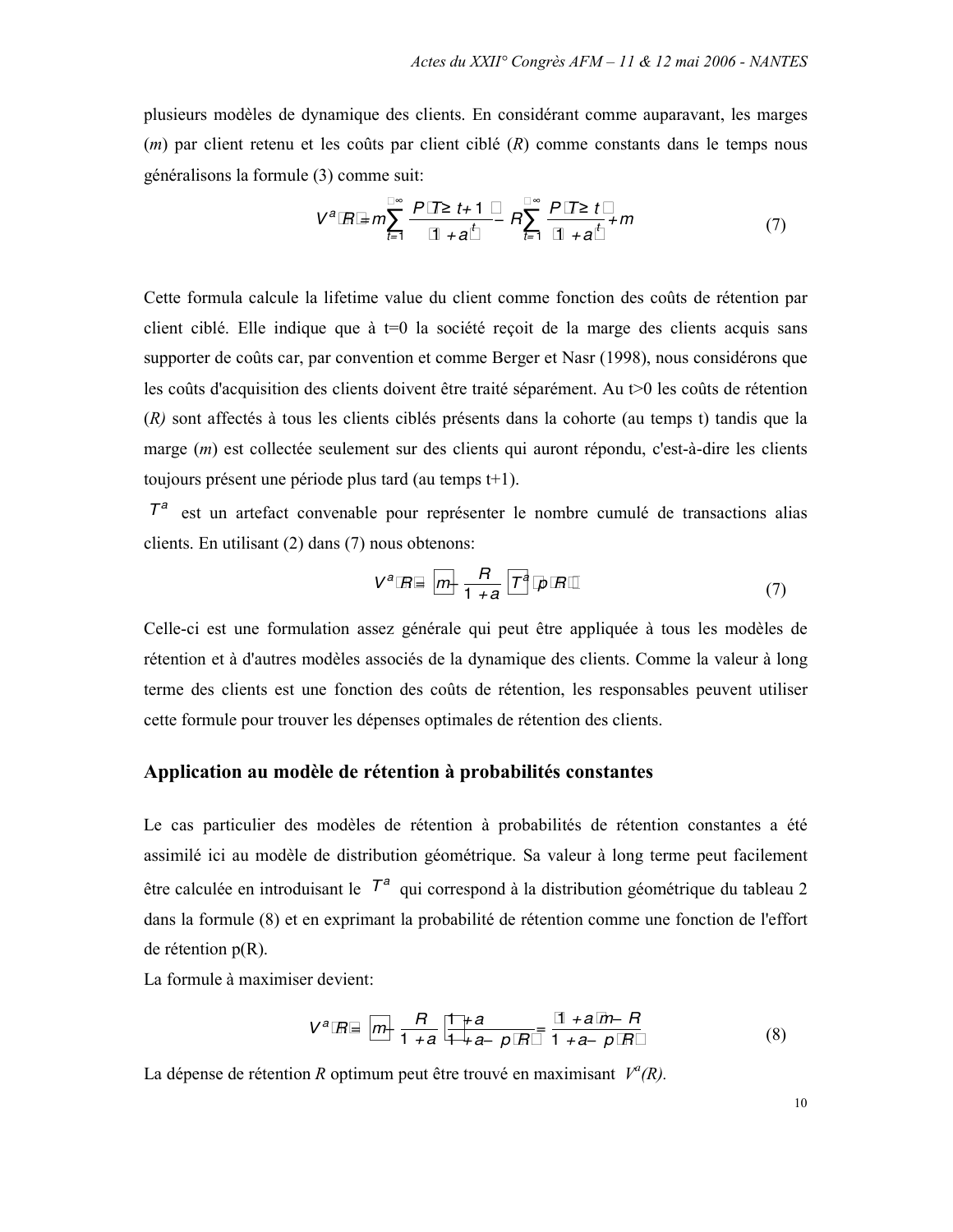plusieurs modèles de dynamique des clients. En considérant comme auparavant, les marges ($m$) par client retenu et les coûts par client ciblé ($R$) comme constants dans le temps nous généralisons la formule (3) comme suit:

$$V^a(R) = m\sum_{t=1}^{\infty} \frac{P(T \geq t+1)}{(1+a)^t} - R\sum_{t=1}^{\infty} \frac{P(T \geq t)}{(1+a)^t} + m \tag{7}$$

Cette formula calcule la lifetime value du client comme fonction des coûts de rétention par client ciblé. Elle indique que à t=0 la société reçoit de la marge des clients acquis sans supporter de coûts car, par convention et comme Berger et Nasr (1998), nous considérons que les coûts d'acquisition des clients doivent être traité séparément. Au t>0 les coûts de rétention ($R$) sont affectés à tous les clients ciblés présents dans la cohorte (au temps t) tandis que la marge ($m$) est collectée seulement sur des clients qui auront répondu, c'est-à-dire les clients toujours présent une période plus tard (au temps t+1).

$T^a$ est un artefact convenable pour représenter le nombre cumulé de transactions alias clients. En utilisant (2) dans (7) nous obtenons:

$$V^a(R) = \left[m - \frac{R}{1+a}\right] T^a(p(R)) \tag{7}$$

Celle-ci est une formulation assez générale qui peut être appliquée à tous les modèles de rétention et à d'autres modèles associés de la dynamique des clients. Comme la valeur à long terme des clients est une fonction des coûts de rétention, les responsables peuvent utiliser cette formule pour trouver les dépenses optimales de rétention des clients.

## Application au modèle de rétention à probabilités constantes

Le cas particulier des modèles de rétention à probabilités de rétention constantes a été assimilé ici au modèle de distribution géométrique. Sa valeur à long terme peut facilement être calculée en introduisant le $T^a$ qui correspond à la distribution géométrique du tableau 2 dans la formule (8) et en exprimant la probabilité de rétention comme une fonction de l'effort de rétention p(R).

La formule à maximiser devient:

$$V^a(R) = \left[m - \frac{R}{1+a}\right]\left[\frac{1+a}{1+a-p(R)}\right] = \frac{(1+a)m - R}{1+a-p(R)} \tag{8}$$

La dépense de rétention $R$ optimum peut être trouvé en maximisant $V^a(R)$.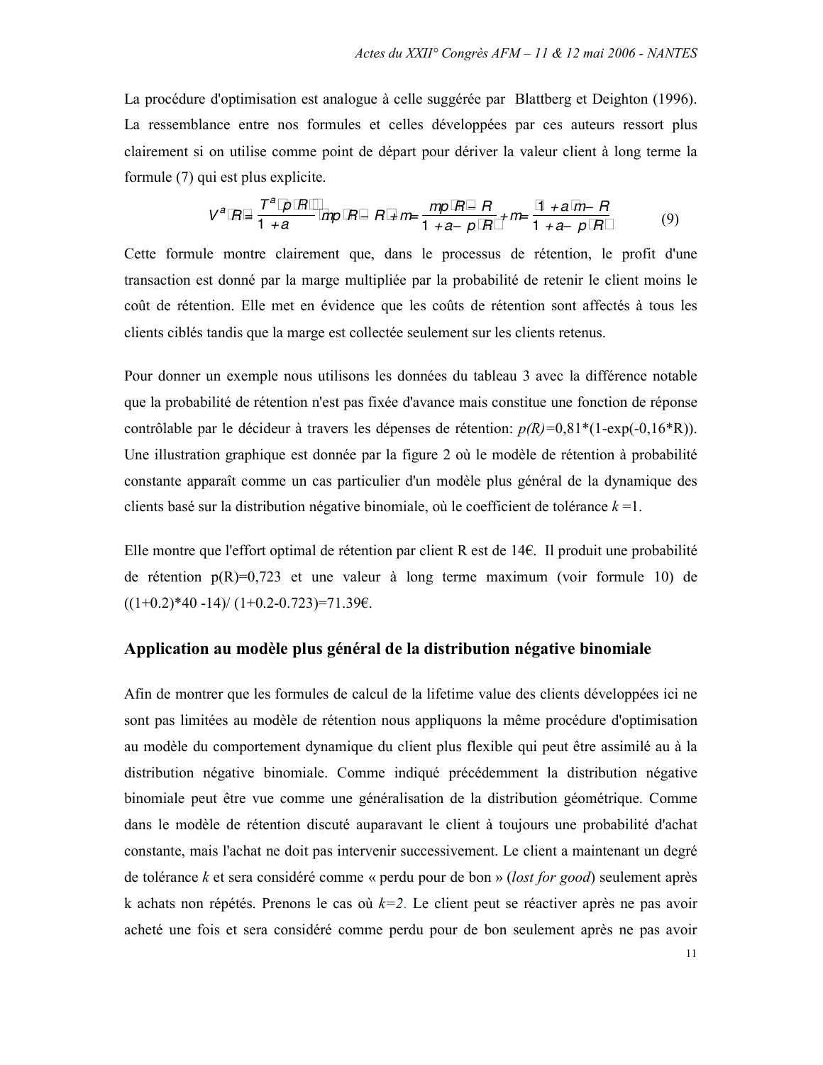La procédure d'optimisation est analogue à celle suggérée par Blattberg et Deighton (1996). La ressemblance entre nos formules et celles développées par ces auteurs ressort plus clairement si on utilise comme point de départ pour dériver la valeur client à long terme la formule (7) qui est plus explicite.

$$V^a(R) = \frac{T^a(p(R))}{1+a}(mp(R) - R) + m = \frac{mp(R) - R}{1+a-p(R)} + m = \frac{(1+a)m - R}{1+a-p(R)} \tag{9}$$

Cette formule montre clairement que, dans le processus de rétention, le profit d'une transaction est donné par la marge multipliée par la probabilité de retenir le client moins le coût de rétention. Elle met en évidence que les coûts de rétention sont affectés à tous les clients ciblés tandis que la marge est collectée seulement sur les clients retenus.

Pour donner un exemple nous utilisons les données du tableau 3 avec la différence notable que la probabilité de rétention n'est pas fixée d'avance mais constitue une fonction de réponse contrôlable par le décideur à travers les dépenses de rétention: $p(R)$=0,81\*(1-exp(-0,16\*R)). Une illustration graphique est donnée par la figure 2 où le modèle de rétention à probabilité constante apparaît comme un cas particulier d'un modèle plus général de la dynamique des clients basé sur la distribution négative binomiale, où le coefficient de tolérance $k$ =1.

Elle montre que l'effort optimal de rétention par client R est de 14€. Il produit une probabilité de rétention p(R)=0,723 et une valeur à long terme maximum (voir formule 10) de ((1+0.2)\*40 -14)/ (1+0.2-0.723)=71.39€.

## Application au modèle plus général de la distribution négative binomiale

Afin de montrer que les formules de calcul de la lifetime value des clients développées ici ne sont pas limitées au modèle de rétention nous appliquons la même procédure d'optimisation au modèle du comportement dynamique du client plus flexible qui peut être assimilé au à la distribution négative binomiale. Comme indiqué précédemment la distribution négative binomiale peut être vue comme une généralisation de la distribution géométrique. Comme dans le modèle de rétention discuté auparavant le client à toujours une probabilité d'achat constante, mais l'achat ne doit pas intervenir successivement. Le client a maintenant un degré de tolérance $k$ et sera considéré comme « perdu pour de bon » (*lost for good*) seulement après k achats non répétés. Prenons le cas où $k=2$. Le client peut se réactiver après ne pas avoir acheté une fois et sera considéré comme perdu pour de bon seulement après ne pas avoir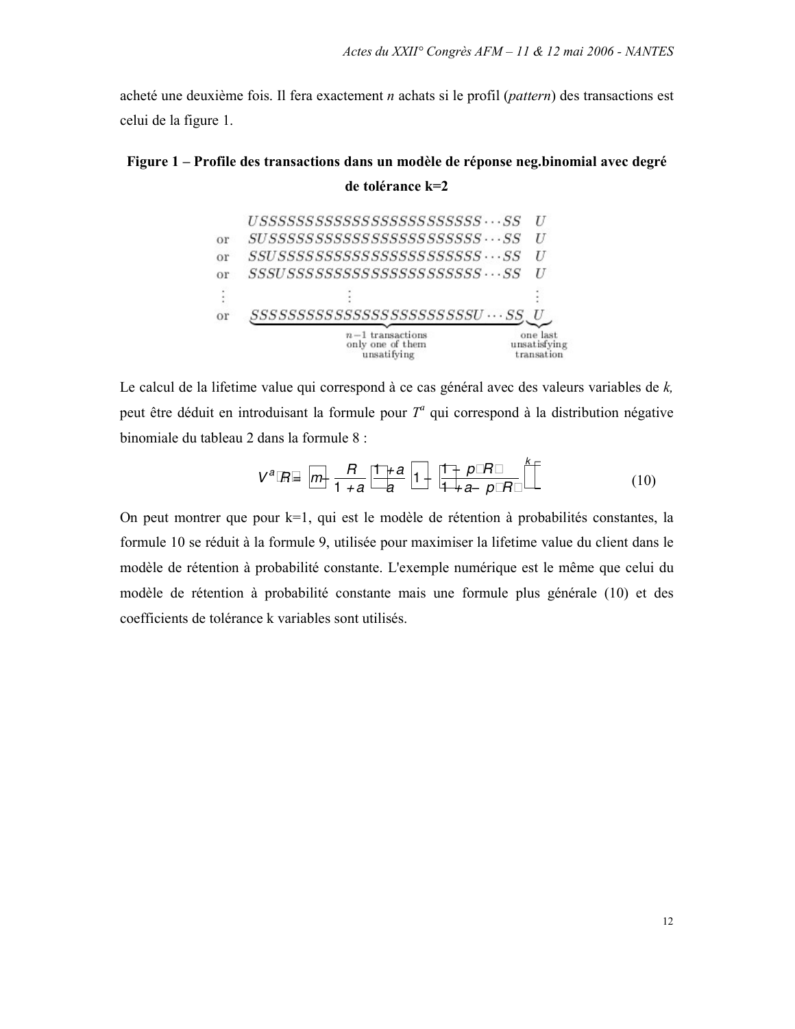acheté une deuxième fois. Il fera exactement *n* achats si le profil (*pattern*) des transactions est celui de la figure 1.

**Figure 1 – Profile des transactions dans un modèle de réponse neg.binomial avec degré de tolérance k=2**

```
     USSSSSSSSSSSSSSSSSSSSSSSSS···SS   U
or   SUSSSSSSSSSSSSSSSSSSSSSSSS···SS   U
or   SSUSSSSSSSSSSSSSSSSSSSSSSS···SS   U
or   SSSUSSSSSSSSSSSSSSSSSSSSSS···SS   U
 ⋮                ⋮                    ⋮
or   SSSSSSSSSSSSSSSSSSSSSSSSSU···SS   U
     \_____________________________/  \_/
           n−1 transactions          one last
          only one of them         unatisfying
             unsatifying            transation
```

Le calcul de la lifetime value qui correspond à ce cas général avec des valeurs variables de *k,* peut être déduit en introduisant la formule pour $T^a$ qui correspond à la distribution négative binomiale du tableau 2 dans la formule 8 :

$$V^a(R) = \left(m - \frac{R}{1+a}\right)\left(\frac{1+a}{a}\right)\left[1 - \left(\frac{1-p(R)}{1+a-p(R)}\right)^k\right] \qquad (10)$$

On peut montrer que pour k=1, qui est le modèle de rétention à probabilités constantes, la formule 10 se réduit à la formule 9, utilisée pour maximiser la lifetime value du client dans le modèle de rétention à probabilité constante. L'exemple numérique est le même que celui du modèle de rétention à probabilité constante mais une formule plus générale (10) et des coefficients de tolérance k variables sont utilisés.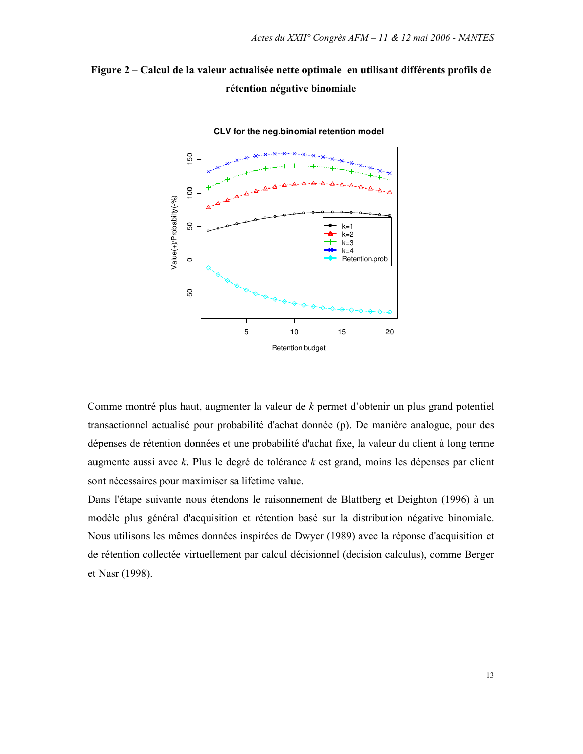**Figure 2 – Calcul de la valeur actualisée nette optimale en utilisant différents profils de rétention négative binomiale**

Comme montré plus haut, augmenter la valeur de *k* permet d'obtenir un plus grand potentiel transactionnel actualisé pour probabilité d'achat donnée (p). De manière analogue, pour des dépenses de rétention données et une probabilité d'achat fixe, la valeur du client à long terme augmente aussi avec *k*. Plus le degré de tolérance *k* est grand, moins les dépenses par client sont nécessaires pour maximiser sa lifetime value.

Dans l'étape suivante nous étendons le raisonnement de Blattberg et Deighton (1996) à un modèle plus général d'acquisition et rétention basé sur la distribution négative binomiale. Nous utilisons les mêmes données inspirées de Dwyer (1989) avec la réponse d'acquisition et de rétention collectée virtuellement par calcul décisionnel (decision calculus), comme Berger et Nasr (1998).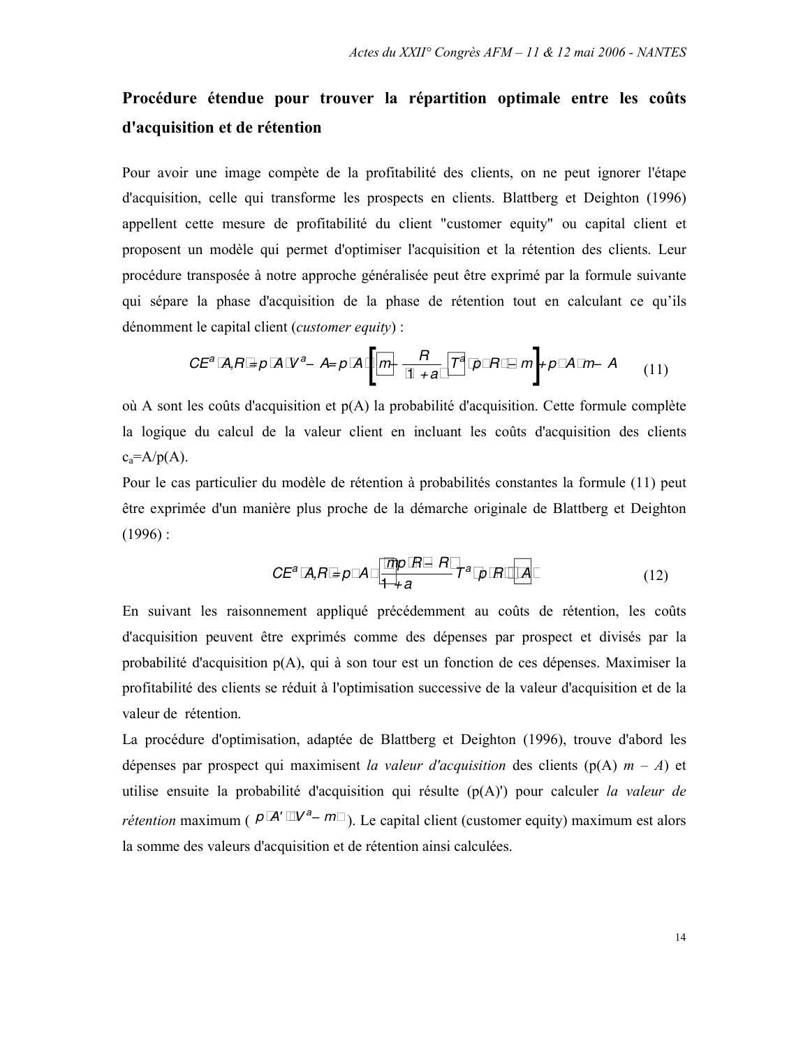## Procédure étendue pour trouver la répartition optimale entre les coûts d'acquisition et de rétention

Pour avoir une image compète de la profitabilité des clients, on ne peut ignorer l'étape d'acquisition, celle qui transforme les prospects en clients. Blattberg et Deighton (1996) appellent cette mesure de profitabilité du client "customer equity" ou capital client et proposent un modèle qui permet d'optimiser l'acquisition et la rétention des clients. Leur procédure transposée à notre approche généralisée peut être exprimé par la formule suivante qui sépare la phase d'acquisition de la phase de rétention tout en calculant ce qu'ils dénomment le capital client (*customer equity*) :

$$CE^a(A,R) = p(A) V^a - A = p(A)\left[\left(m - \frac{R}{(1+a)}\right) T^a(p(R)) - m\right] + p(A) m - A \quad (11)$$

où A sont les coûts d'acquisition et p(A) la probabilité d'acquisition. Cette formule complète la logique du calcul de la valeur client en incluant les coûts d'acquisition des clients $c_a = A/p(A)$.

Pour le cas particulier du modèle de rétention à probabilités constantes la formule (11) peut être exprimée d'un manière plus proche de la démarche originale de Blattberg et Deighton (1996) :

$$CE^a(A,R) = p(A)\left(\frac{m p(R) - R}{1+a} T^a(p(R))\right) - A \quad (12)$$

En suivant les raisonnement appliqué précédemment au coûts de rétention, les coûts d'acquisition peuvent être exprimés comme des dépenses par prospect et divisés par la probabilité d'acquisition p(A), qui à son tour est un fonction de ces dépenses. Maximiser la profitabilité des clients se réduit à l'optimisation successive de la valeur d'acquisition et de la valeur de rétention.

La procédure d'optimisation, adaptée de Blattberg et Deighton (1996), trouve d'abord les dépenses par prospect qui maximisent *la valeur d'acquisition* des clients (p(A) *m – A*) et utilise ensuite la probabilité d'acquisition qui résulte (p(A)') pour calculer *la valeur de rétention* maximum ( $p(A')(V^a - m)$ ). Le capital client (customer equity) maximum est alors la somme des valeurs d'acquisition et de rétention ainsi calculées.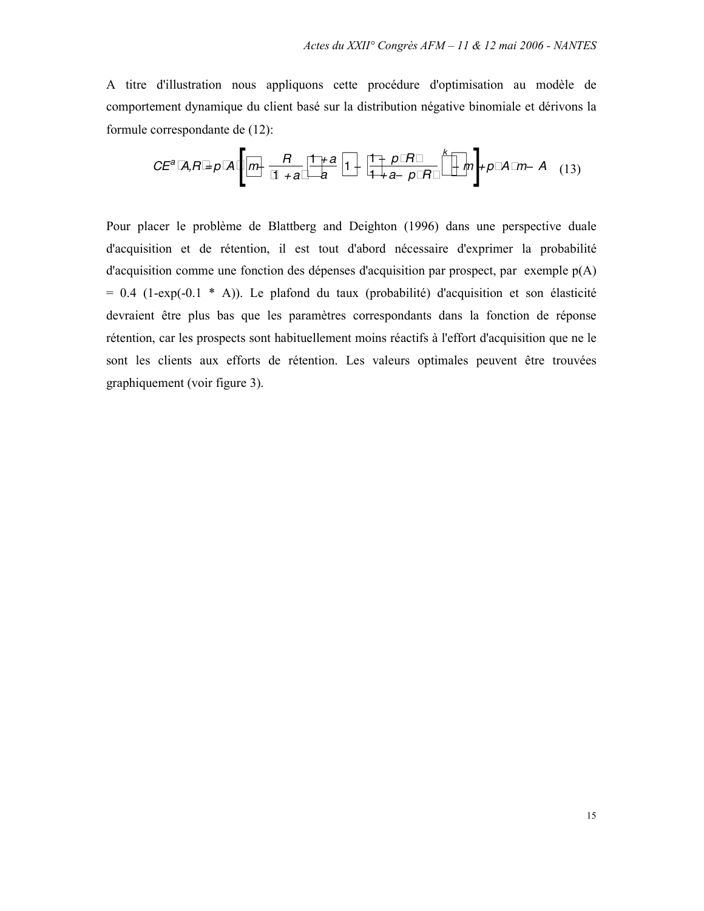A titre d'illustration nous appliquons cette procédure d'optimisation au modèle de comportement dynamique du client basé sur la distribution négative binomiale et dérivons la formule correspondante de (12):

$$CE^a(A,R) = p(A)\left[\left(m - \frac{R}{1+a}\right)\left(\frac{1+a}{a}\right)\left(1 - \left(\frac{1-p(R)}{1+a-p(R)}\right)^k\right) - m\right] + p(A)m - A \quad (13)$$

Pour placer le problème de Blattberg and Deighton (1996) dans une perspective duale d'acquisition et de rétention, il est tout d'abord nécessaire d'exprimer la probabilité d'acquisition comme une fonction des dépenses d'acquisition par prospect, par exemple $p(A) = 0.4\,(1-\exp(-0.1 * A))$. Le plafond du taux (probabilité) d'acquisition et son élasticité devraient être plus bas que les paramètres correspondants dans la fonction de réponse rétention, car les prospects sont habituellement moins réactifs à l'effort d'acquisition que ne le sont les clients aux efforts de rétention. Les valeurs optimales peuvent être trouvées graphiquement (voir figure 3).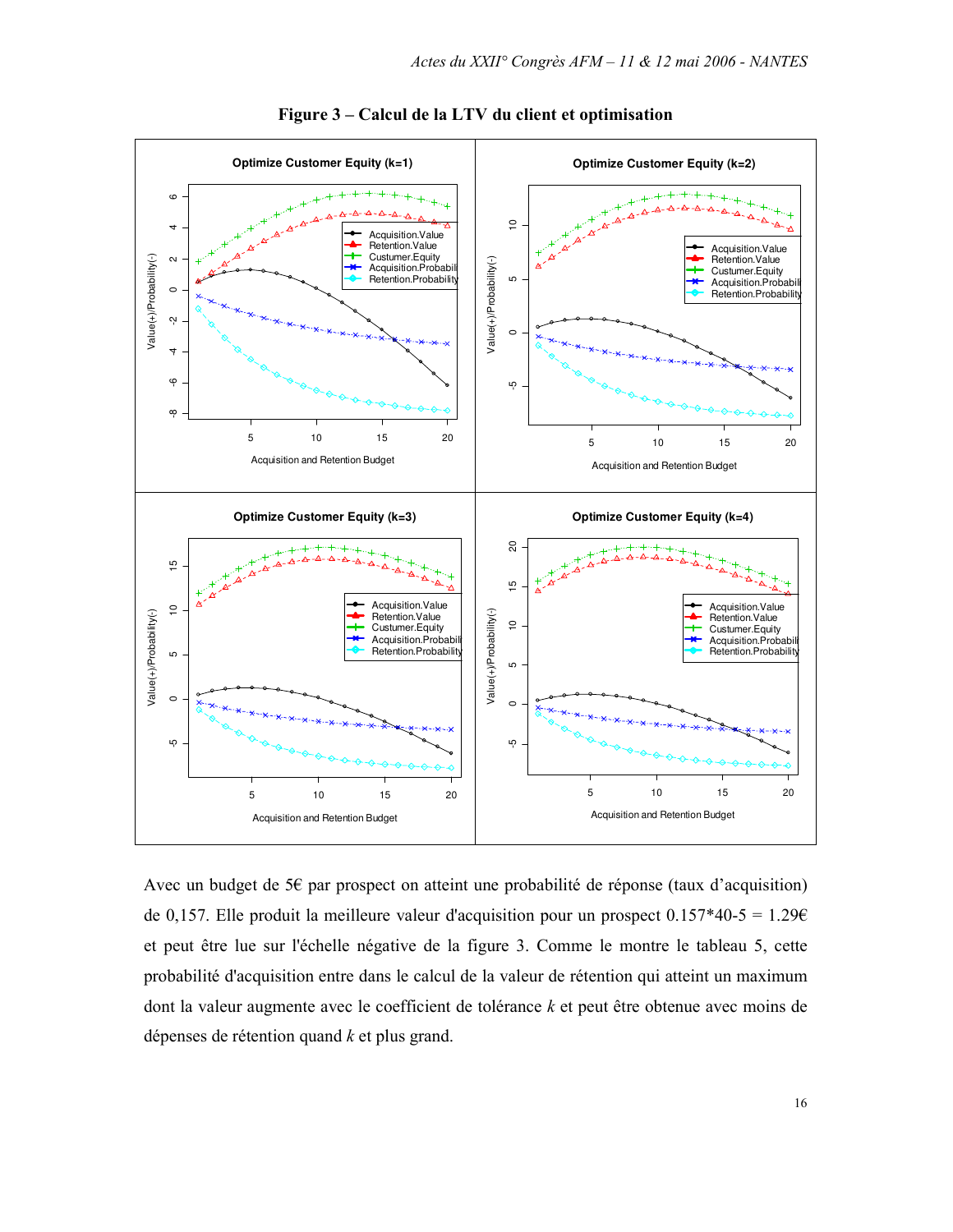**Figure 3 – Calcul de la LTV du client et optimisation**

Avec un budget de 5€ par prospect on atteint une probabilité de réponse (taux d'acquisition) de 0,157. Elle produit la meilleure valeur d'acquisition pour un prospect 0.157*40-5 = 1.29€ et peut être lue sur l'échelle négative de la figure 3. Comme le montre le tableau 5, cette probabilité d'acquisition entre dans le calcul de la valeur de rétention qui atteint un maximum dont la valeur augmente avec le coefficient de tolérance *k* et peut être obtenue avec moins de dépenses de rétention quand *k* et plus grand.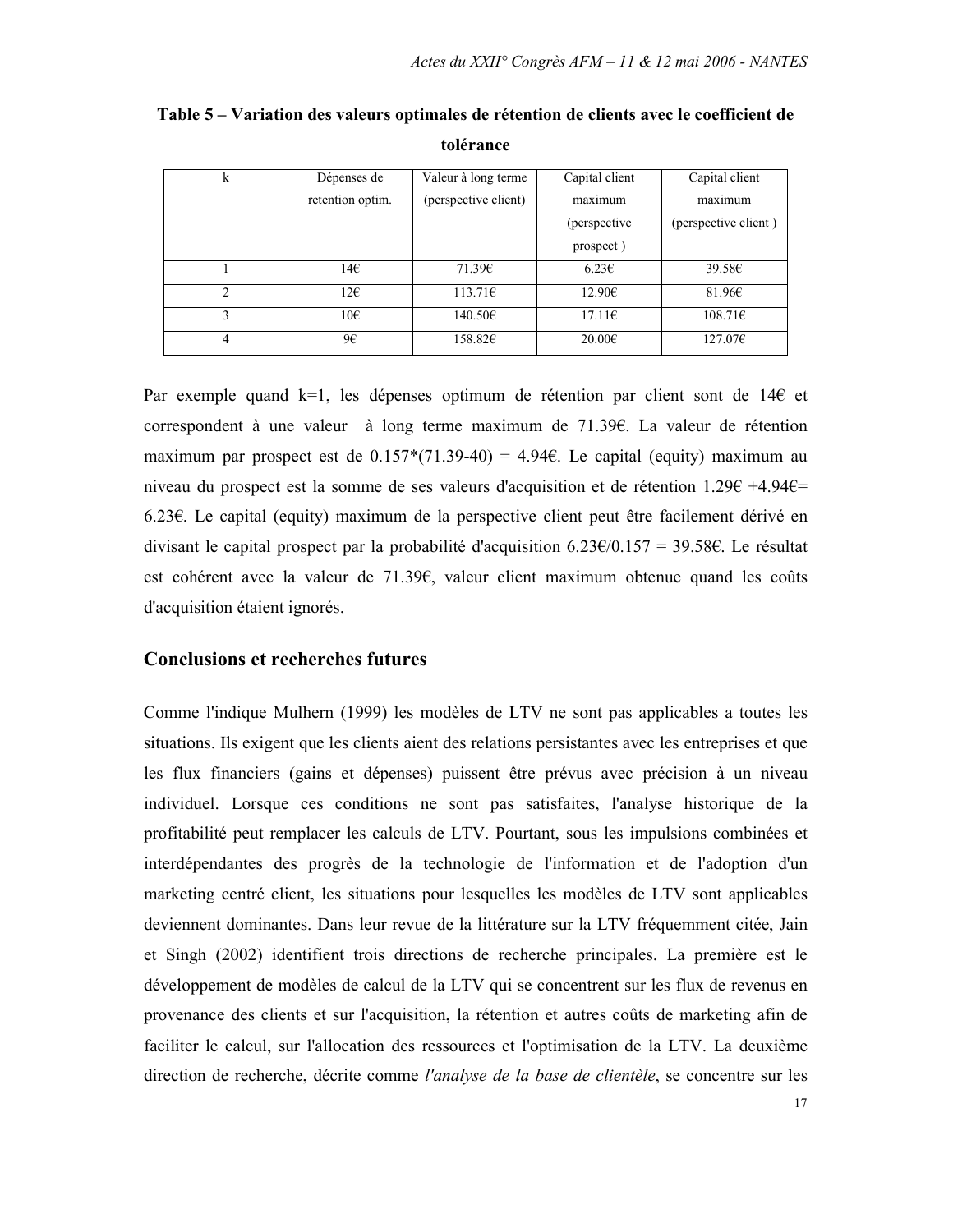**Table 5 – Variation des valeurs optimales de rétention de clients avec le coefficient de tolérance**

| k | Dépenses de retention optim. | Valeur à long terme (perspective client) | Capital client maximum (perspective prospect ) | Capital client maximum (perspective client ) |
|---|---|---|---|---|
| 1 | 14€ | 71.39€ | 6.23€ | 39.58€ |
| 2 | 12€ | 113.71€ | 12.90€ | 81.96€ |
| 3 | 10€ | 140.50€ | 17.11€ | 108.71€ |
| 4 | 9€ | 158.82€ | 20.00€ | 127.07€ |

Par exemple quand k=1, les dépenses optimum de rétention par client sont de 14€ et correspondent à une valeur à long terme maximum de 71.39€. La valeur de rétention maximum par prospect est de 0.157*(71.39-40) = 4.94€. Le capital (equity) maximum au niveau du prospect est la somme de ses valeurs d'acquisition et de rétention 1.29€ +4.94€= 6.23€. Le capital (equity) maximum de la perspective client peut être facilement dérivé en divisant le capital prospect par la probabilité d'acquisition 6.23€/0.157 = 39.58€. Le résultat est cohérent avec la valeur de 71.39€, valeur client maximum obtenue quand les coûts d'acquisition étaient ignorés.

## Conclusions et recherches futures

Comme l'indique Mulhern (1999) les modèles de LTV ne sont pas applicables a toutes les situations. Ils exigent que les clients aient des relations persistantes avec les entreprises et que les flux financiers (gains et dépenses) puissent être prévus avec précision à un niveau individuel. Lorsque ces conditions ne sont pas satisfaites, l'analyse historique de la profitabilité peut remplacer les calculs de LTV. Pourtant, sous les impulsions combinées et interdépendantes des progrès de la technologie de l'information et de l'adoption d'un marketing centré client, les situations pour lesquelles les modèles de LTV sont applicables deviennent dominantes. Dans leur revue de la littérature sur la LTV fréquemment citée, Jain et Singh (2002) identifient trois directions de recherche principales. La première est le développement de modèles de calcul de la LTV qui se concentrent sur les flux de revenus en provenance des clients et sur l'acquisition, la rétention et autres coûts de marketing afin de faciliter le calcul, sur l'allocation des ressources et l'optimisation de la LTV. La deuxième direction de recherche, décrite comme *l'analyse de la base de clientèle*, se concentre sur les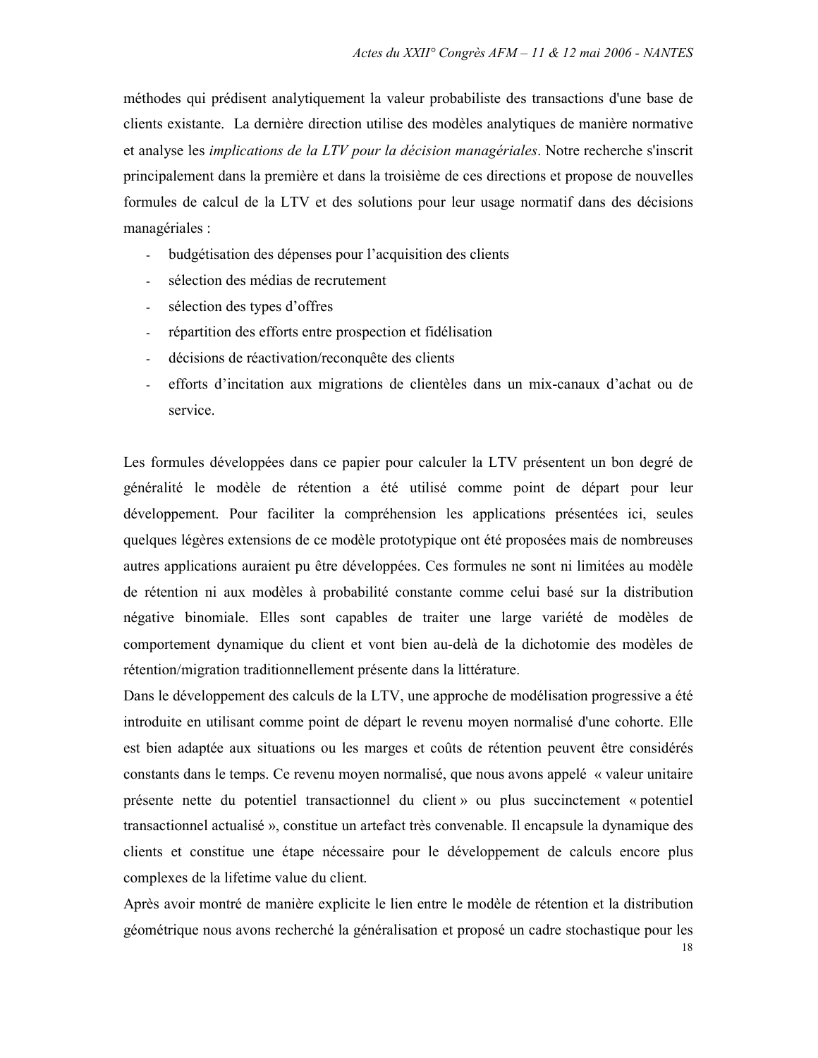méthodes qui prédisent analytiquement la valeur probabiliste des transactions d'une base de clients existante. La dernière direction utilise des modèles analytiques de manière normative et analyse les *implications de la LTV pour la décision managériales*. Notre recherche s'inscrit principalement dans la première et dans la troisième de ces directions et propose de nouvelles formules de calcul de la LTV et des solutions pour leur usage normatif dans des décisions managériales :

- budgétisation des dépenses pour l'acquisition des clients
- sélection des médias de recrutement
- sélection des types d'offres
- répartition des efforts entre prospection et fidélisation
- décisions de réactivation/reconquête des clients
- efforts d'incitation aux migrations de clientèles dans un mix-canaux d'achat ou de service.

Les formules développées dans ce papier pour calculer la LTV présentent un bon degré de généralité le modèle de rétention a été utilisé comme point de départ pour leur développement. Pour faciliter la compréhension les applications présentées ici, seules quelques légères extensions de ce modèle prototypique ont été proposées mais de nombreuses autres applications auraient pu être développées. Ces formules ne sont ni limitées au modèle de rétention ni aux modèles à probabilité constante comme celui basé sur la distribution négative binomiale. Elles sont capables de traiter une large variété de modèles de comportement dynamique du client et vont bien au-delà de la dichotomie des modèles de rétention/migration traditionnellement présente dans la littérature.

Dans le développement des calculs de la LTV, une approche de modélisation progressive a été introduite en utilisant comme point de départ le revenu moyen normalisé d'une cohorte. Elle est bien adaptée aux situations ou les marges et coûts de rétention peuvent être considérés constants dans le temps. Ce revenu moyen normalisé, que nous avons appelé « valeur unitaire présente nette du potentiel transactionnel du client » ou plus succinctement « potentiel transactionnel actualisé », constitue un artefact très convenable. Il encapsule la dynamique des clients et constitue une étape nécessaire pour le développement de calculs encore plus complexes de la lifetime value du client.

Après avoir montré de manière explicite le lien entre le modèle de rétention et la distribution géométrique nous avons recherché la généralisation et proposé un cadre stochastique pour les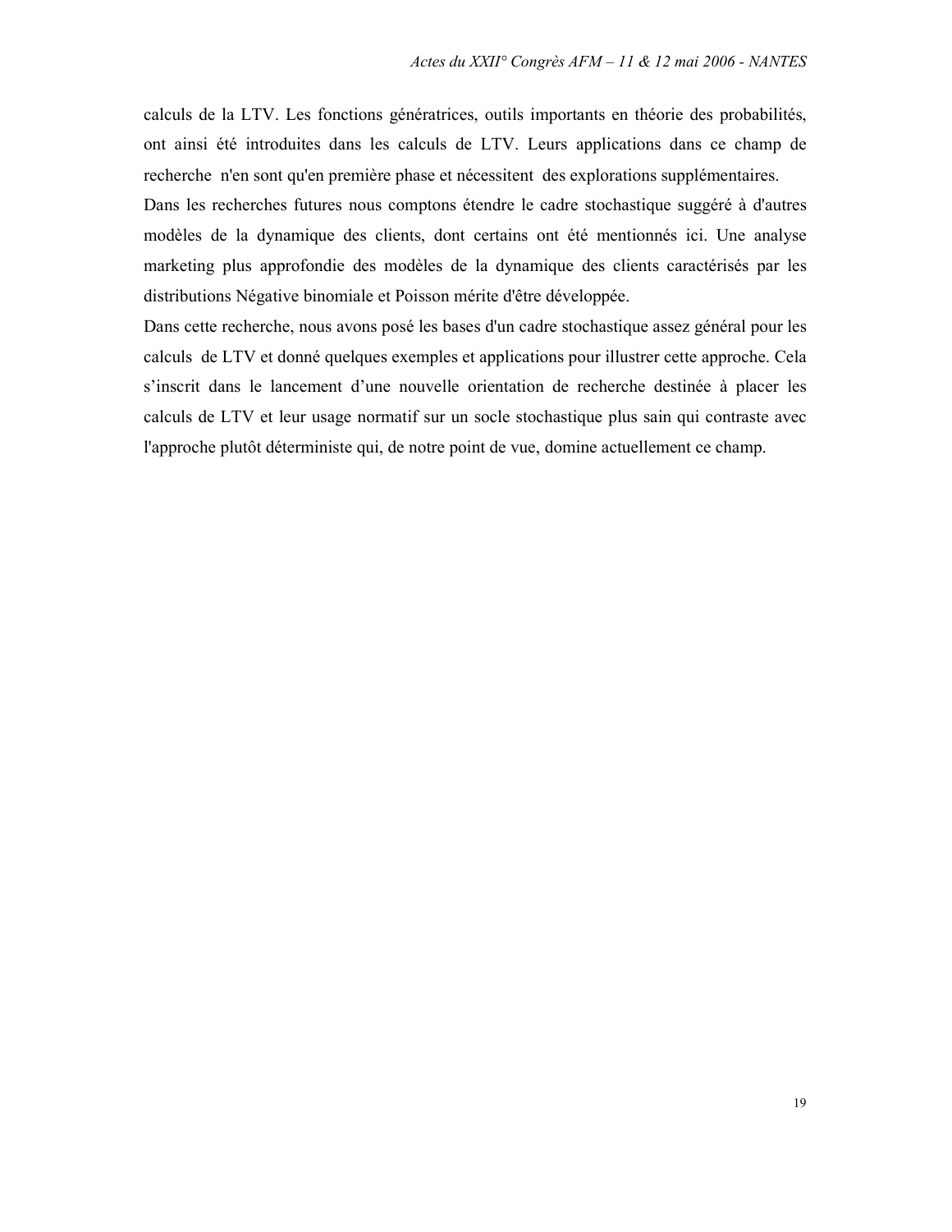calculs de la LTV. Les fonctions génératrices, outils importants en théorie des probabilités, ont ainsi été introduites dans les calculs de LTV. Leurs applications dans ce champ de recherche n'en sont qu'en première phase et nécessitent des explorations supplémentaires.

Dans les recherches futures nous comptons étendre le cadre stochastique suggéré à d'autres modèles de la dynamique des clients, dont certains ont été mentionnés ici. Une analyse marketing plus approfondie des modèles de la dynamique des clients caractérisés par les distributions Négative binomiale et Poisson mérite d'être développée.

Dans cette recherche, nous avons posé les bases d'un cadre stochastique assez général pour les calculs de LTV et donné quelques exemples et applications pour illustrer cette approche. Cela s’inscrit dans le lancement d’une nouvelle orientation de recherche destinée à placer les calculs de LTV et leur usage normatif sur un socle stochastique plus sain qui contraste avec l'approche plutôt déterministe qui, de notre point de vue, domine actuellement ce champ.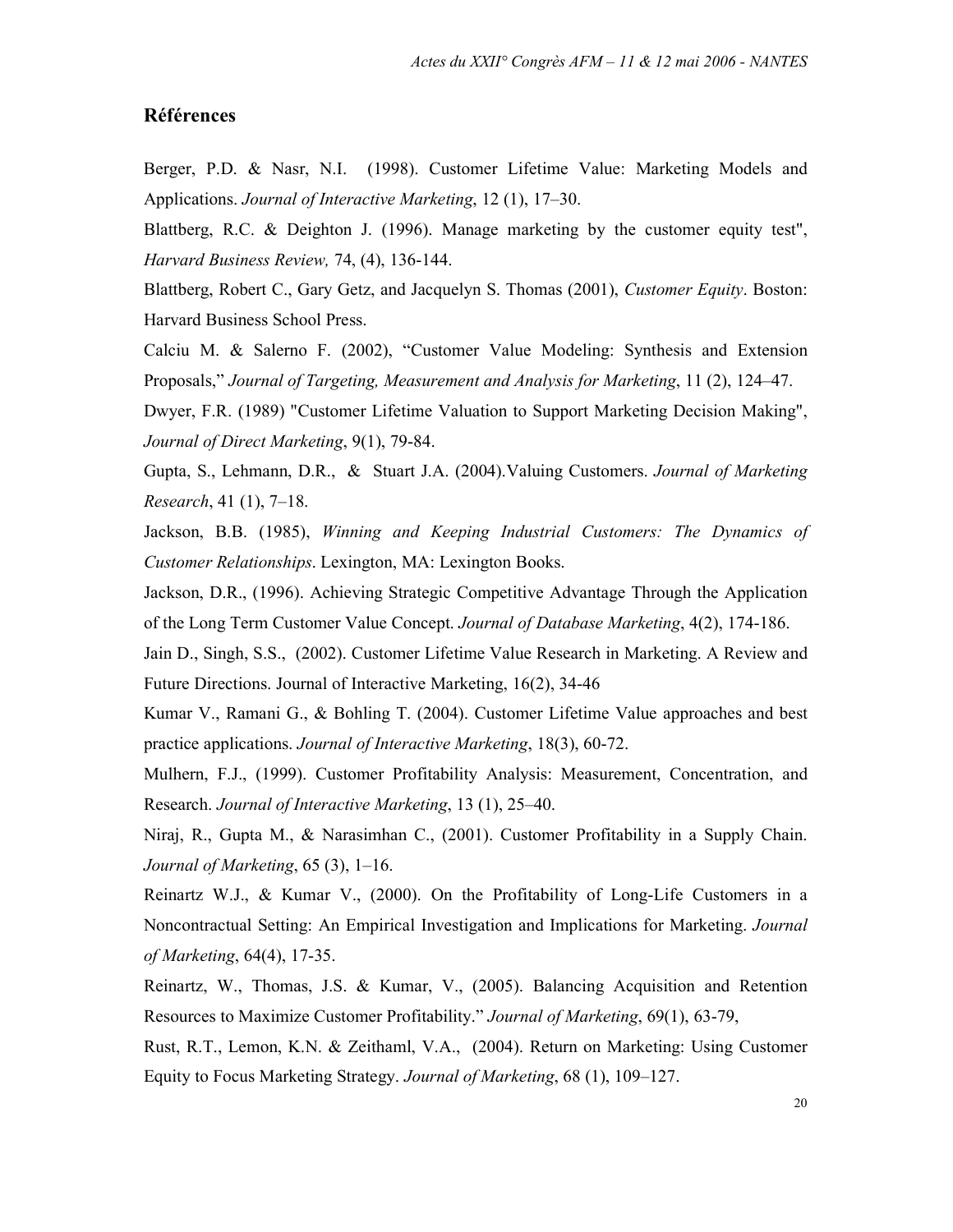## Références

Berger, P.D. & Nasr, N.I.  (1998). Customer Lifetime Value: Marketing Models and Applications. *Journal of Interactive Marketing*, 12 (1), 17–30.

Blattberg, R.C. & Deighton J. (1996). Manage marketing by the customer equity test", *Harvard Business Review,* 74, (4), 136-144.

Blattberg, Robert C., Gary Getz, and Jacquelyn S. Thomas (2001), *Customer Equity*. Boston: Harvard Business School Press.

Calciu M. & Salerno F. (2002), "Customer Value Modeling: Synthesis and Extension Proposals," *Journal of Targeting, Measurement and Analysis for Marketing*, 11 (2), 124–47.

Dwyer, F.R. (1989) "Customer Lifetime Valuation to Support Marketing Decision Making", *Journal of Direct Marketing*, 9(1), 79-84.

Gupta, S., Lehmann, D.R.,  &  Stuart J.A. (2004).Valuing Customers. *Journal of Marketing Research*, 41 (1), 7–18.

Jackson, B.B. (1985), *Winning and Keeping Industrial Customers: The Dynamics of Customer Relationships*. Lexington, MA: Lexington Books.

Jackson, D.R., (1996). Achieving Strategic Competitive Advantage Through the Application of the Long Term Customer Value Concept. *Journal of Database Marketing*, 4(2), 174-186.

Jain D., Singh, S.S.,  (2002). Customer Lifetime Value Research in Marketing. A Review and Future Directions. Journal of Interactive Marketing, 16(2), 34-46

Kumar V., Ramani G., & Bohling T. (2004). Customer Lifetime Value approaches and best practice applications. *Journal of Interactive Marketing*, 18(3), 60-72.

Mulhern, F.J., (1999). Customer Profitability Analysis: Measurement, Concentration, and Research. *Journal of Interactive Marketing*, 13 (1), 25–40.

Niraj, R., Gupta M., & Narasimhan C., (2001). Customer Profitability in a Supply Chain. *Journal of Marketing*, 65 (3), 1–16.

Reinartz W.J., & Kumar V., (2000). On the Profitability of Long-Life Customers in a Noncontractual Setting: An Empirical Investigation and Implications for Marketing. *Journal of Marketing*, 64(4), 17-35.

Reinartz, W., Thomas, J.S. & Kumar, V., (2005). Balancing Acquisition and Retention Resources to Maximize Customer Profitability." *Journal of Marketing*, 69(1), 63-79,

Rust, R.T., Lemon, K.N. & Zeithaml, V.A.,  (2004). Return on Marketing: Using Customer Equity to Focus Marketing Strategy. *Journal of Marketing*, 68 (1), 109–127.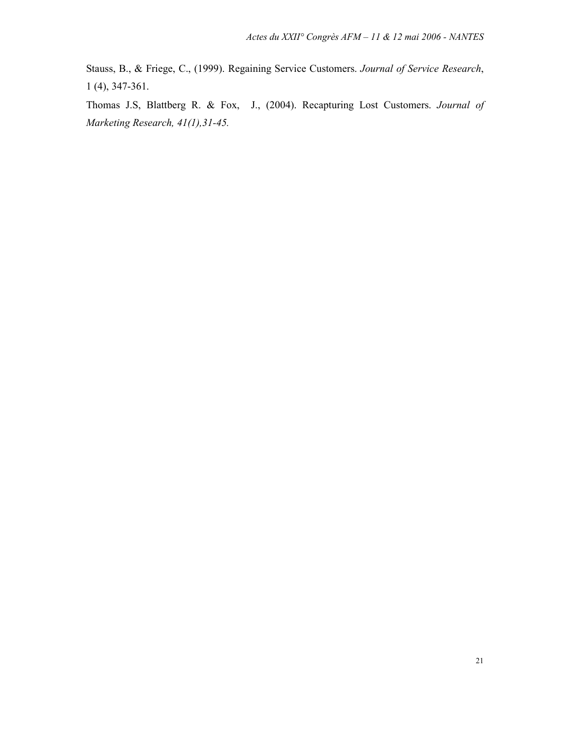Stauss, B., & Friege, C., (1999). Regaining Service Customers. *Journal of Service Research*, 1 (4), 347-361.

Thomas J.S, Blattberg R. & Fox, J., (2004). Recapturing Lost Customers. *Journal of Marketing Research, 41(1),31-45.*